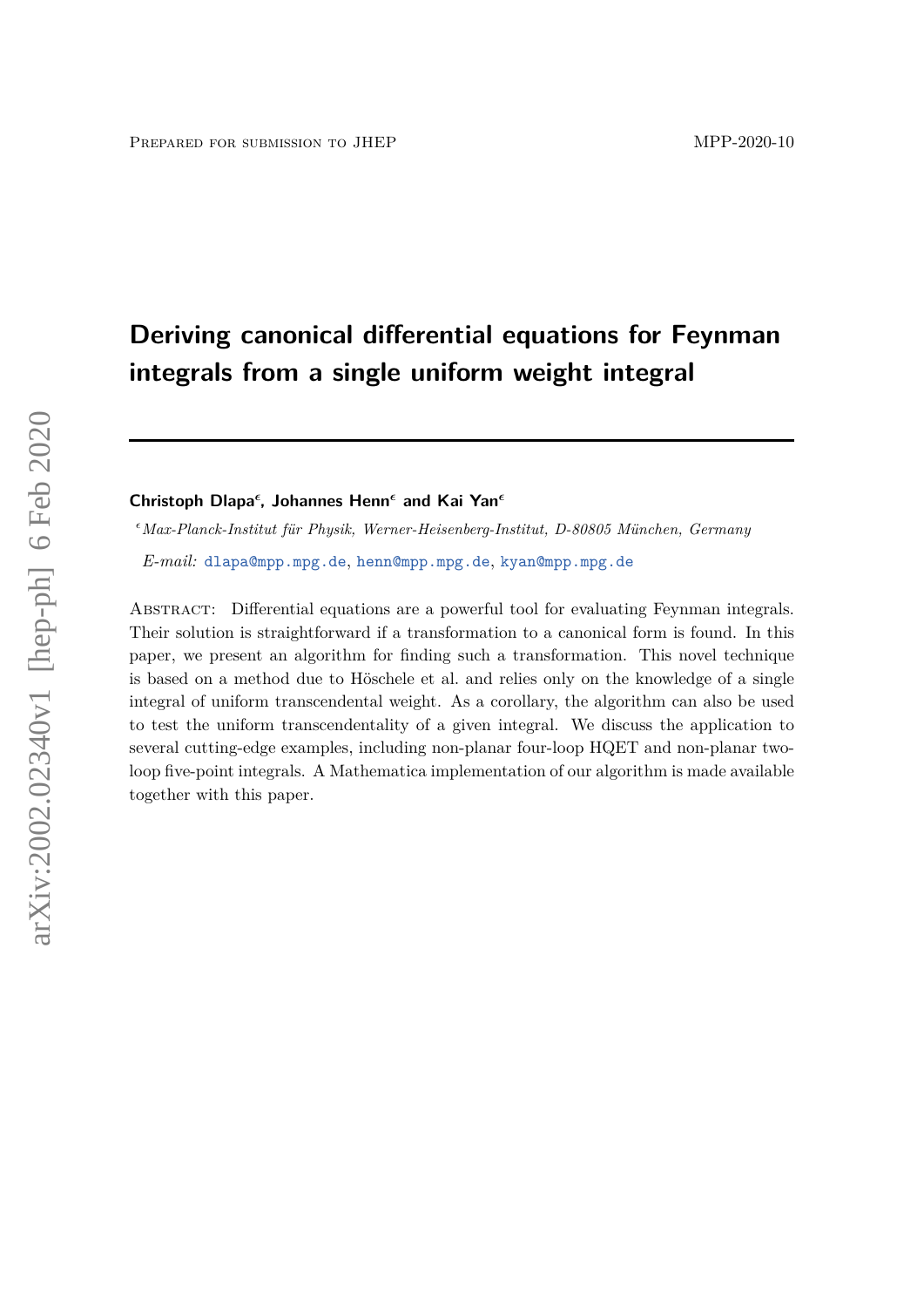# Deriving canonical differential equations for Feynman integrals from a single uniform weight integral

**Christoph Dlapa**[ϵ], **Johannes Henn**[ϵ] **and Kai Yan**[ϵ]

[ϵ] *Max-Planck-Institut für Physik, Werner-Heisenberg-Institut, D-80805 München, Germany*

*E-mail:* dlapa@mpp.mpg.de, henn@mpp.mpg.de, kyan@mpp.mpg.de

Abstract: Differential equations are a powerful tool for evaluating Feynman integrals. Their solution is straightforward if a transformation to a canonical form is found. In this paper, we present an algorithm for finding such a transformation. This novel technique is based on a method due to Höschele et al. and relies only on the knowledge of a single integral of uniform transcendental weight. As a corollary, the algorithm can also be used to test the uniform transcendentality of a given integral. We discuss the application to several cutting-edge examples, including non-planar four-loop HQET and non-planar two-loop five-point integrals. A Mathematica implementation of our algorithm is made available together with this paper.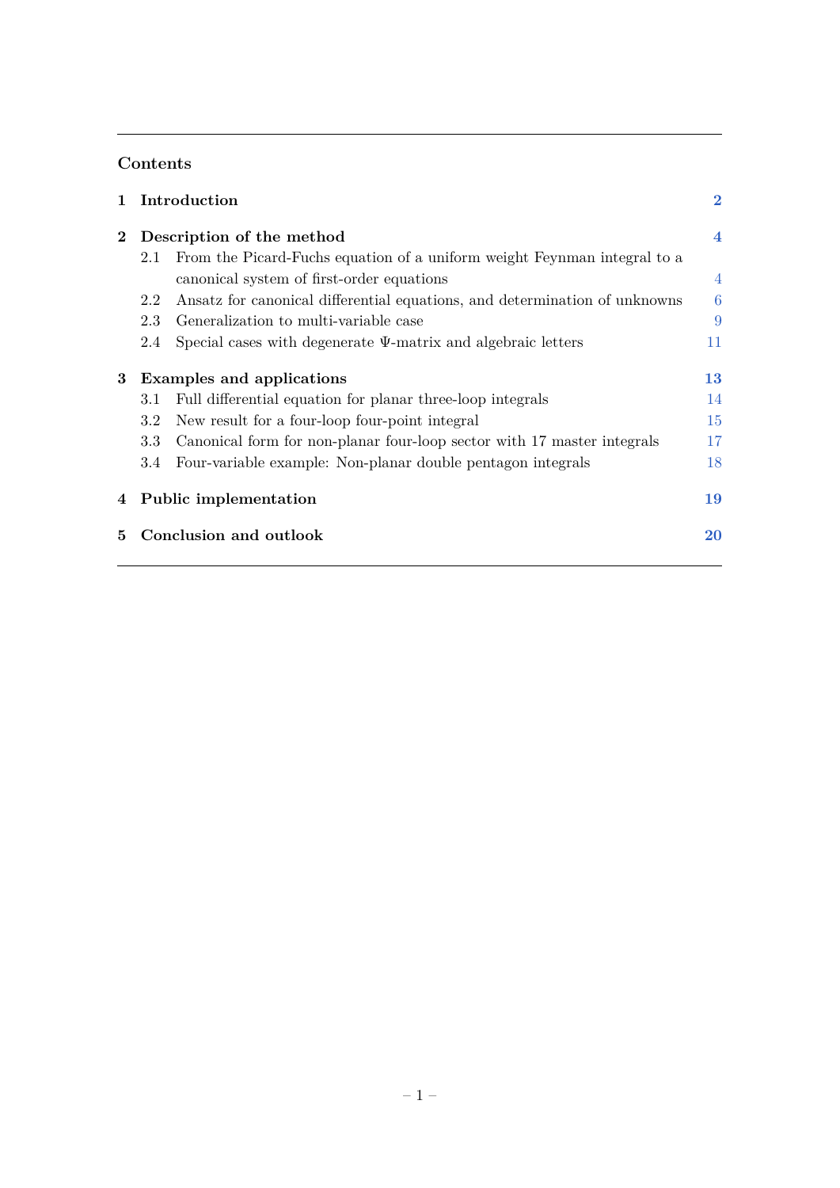## Contents

| | | |
|---|---|---|
| **1** | **Introduction** | **2** |
| **2** | **Description of the method** | **4** |
| 2.1 | From the Picard-Fuchs equation of a uniform weight Feynman integral to a canonical system of first-order equations | 4 |
| 2.2 | Ansatz for canonical differential equations, and determination of unknowns | 6 |
| 2.3 | Generalization to multi-variable case | 9 |
| 2.4 | Special cases with degenerate $\Psi$-matrix and algebraic letters | 11 |
| **3** | **Examples and applications** | **13** |
| 3.1 | Full differential equation for planar three-loop integrals | 14 |
| 3.2 | New result for a four-loop four-point integral | 15 |
| 3.3 | Canonical form for non-planar four-loop sector with 17 master integrals | 17 |
| 3.4 | Four-variable example: Non-planar double pentagon integrals | 18 |
| **4** | **Public implementation** | **19** |
| **5** | **Conclusion and outlook** | **20** |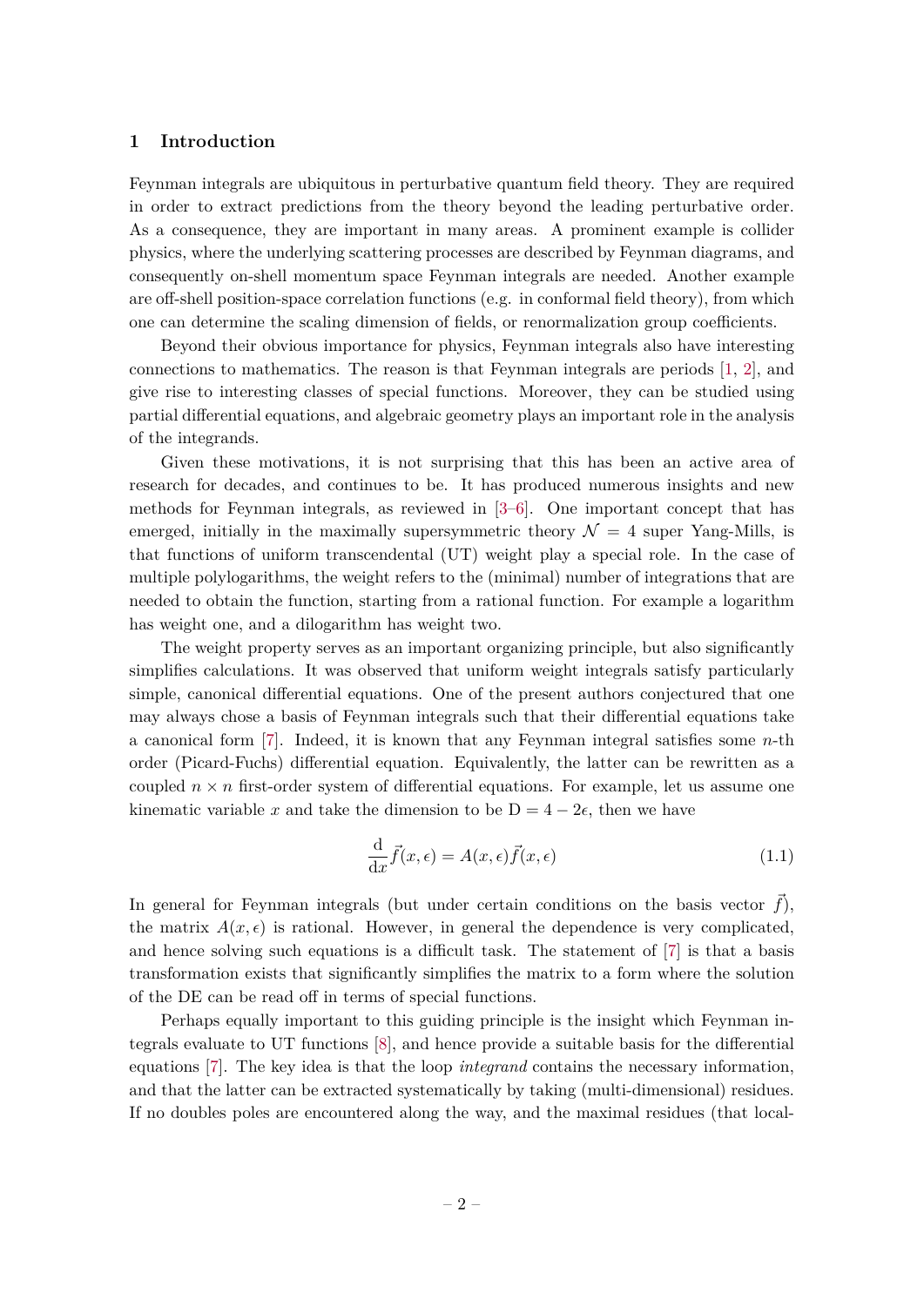## 1 Introduction

Feynman integrals are ubiquitous in perturbative quantum field theory. They are required in order to extract predictions from the theory beyond the leading perturbative order. As a consequence, they are important in many areas. A prominent example is collider physics, where the underlying scattering processes are described by Feynman diagrams, and consequently on-shell momentum space Feynman integrals are needed. Another example are off-shell position-space correlation functions (e.g. in conformal field theory), from which one can determine the scaling dimension of fields, or renormalization group coefficients.

Beyond their obvious importance for physics, Feynman integrals also have interesting connections to mathematics. The reason is that Feynman integrals are periods [1, 2], and give rise to interesting classes of special functions. Moreover, they can be studied using partial differential equations, and algebraic geometry plays an important role in the analysis of the integrands.

Given these motivations, it is not surprising that this has been an active area of research for decades, and continues to be. It has produced numerous insights and new methods for Feynman integrals, as reviewed in [3–6]. One important concept that has emerged, initially in the maximally supersymmetric theory $\mathcal{N} = 4$ super Yang-Mills, is that functions of uniform transcendental (UT) weight play a special role. In the case of multiple polylogarithms, the weight refers to the (minimal) number of integrations that are needed to obtain the function, starting from a rational function. For example a logarithm has weight one, and a dilogarithm has weight two.

The weight property serves as an important organizing principle, but also significantly simplifies calculations. It was observed that uniform weight integrals satisfy particularly simple, canonical differential equations. One of the present authors conjectured that one may always chose a basis of Feynman integrals such that their differential equations take a canonical form [7]. Indeed, it is known that any Feynman integral satisfies some $n$-th order (Picard-Fuchs) differential equation. Equivalently, the latter can be rewritten as a coupled $n \times n$ first-order system of differential equations. For example, let us assume one kinematic variable $x$ and take the dimension to be $\mathrm{D} = 4 - 2\epsilon$, then we have

$$\frac{\mathrm{d}}{\mathrm{d}x} \vec{f}(x, \epsilon) = A(x, \epsilon) \vec{f}(x, \epsilon) \tag{1.1}$$

In general for Feynman integrals (but under certain conditions on the basis vector $\vec{f}$), the matrix $A(x, \epsilon)$ is rational. However, in general the dependence is very complicated, and hence solving such equations is a difficult task. The statement of [7] is that a basis transformation exists that significantly simplifies the matrix to a form where the solution of the DE can be read off in terms of special functions.

Perhaps equally important to this guiding principle is the insight which Feynman integrals evaluate to UT functions [8], and hence provide a suitable basis for the differential equations [7]. The key idea is that the loop *integrand* contains the necessary information, and that the latter can be extracted systematically by taking (multi-dimensional) residues. If no doubles poles are encountered along the way, and the maximal residues (that local-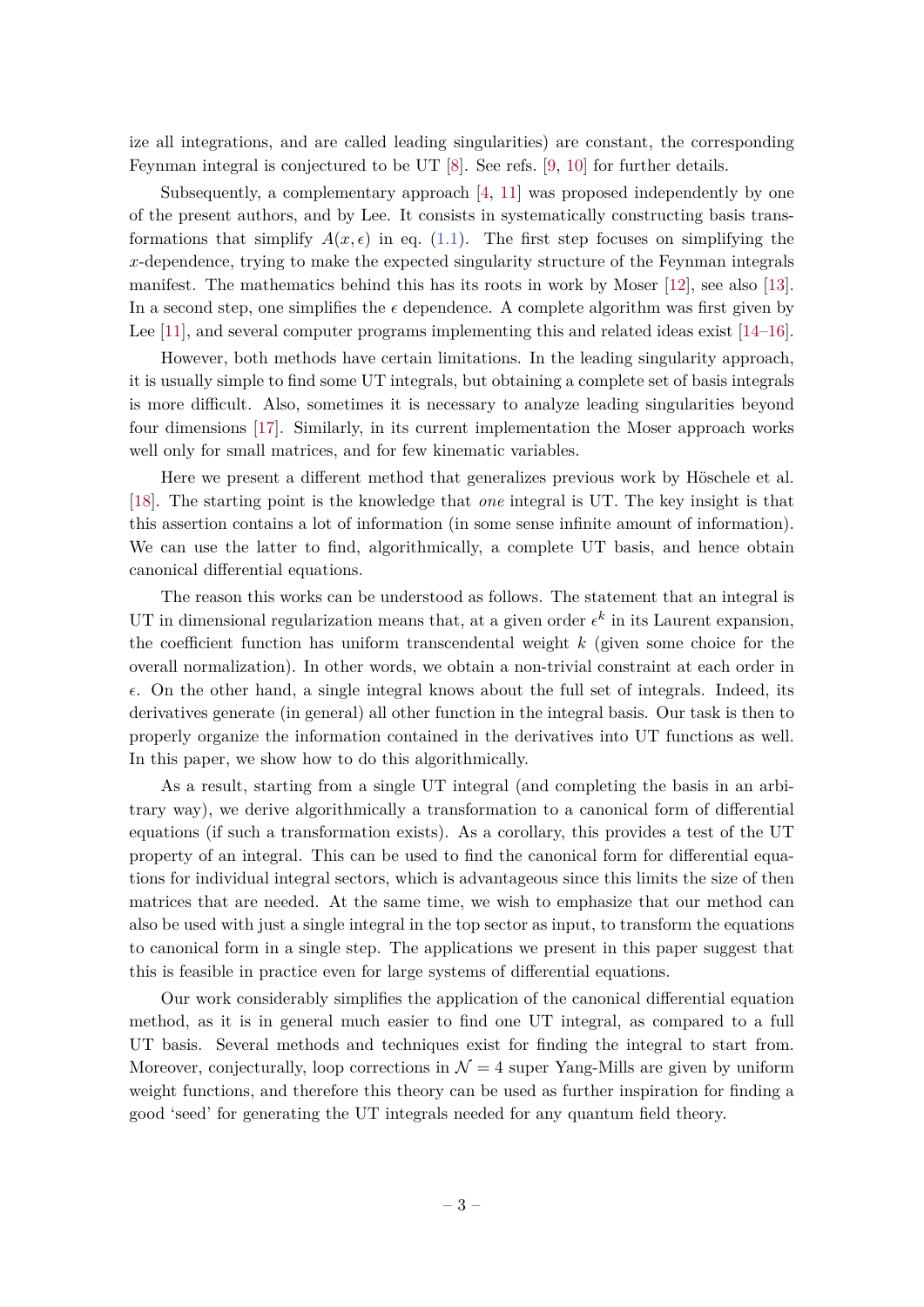ize all integrations, and are called leading singularities) are constant, the corresponding Feynman integral is conjectured to be UT [8]. See refs. [9, 10] for further details.

Subsequently, a complementary approach [4, 11] was proposed independently by one of the present authors, and by Lee. It consists in systematically constructing basis transformations that simplify $A(x, \epsilon)$ in eq. (1.1). The first step focuses on simplifying the $x$-dependence, trying to make the expected singularity structure of the Feynman integrals manifest. The mathematics behind this has its roots in work by Moser [12], see also [13]. In a second step, one simplifies the $\epsilon$ dependence. A complete algorithm was first given by Lee [11], and several computer programs implementing this and related ideas exist [14–16].

However, both methods have certain limitations. In the leading singularity approach, it is usually simple to find some UT integrals, but obtaining a complete set of basis integrals is more difficult. Also, sometimes it is necessary to analyze leading singularities beyond four dimensions [17]. Similarly, in its current implementation the Moser approach works well only for small matrices, and for few kinematic variables.

Here we present a different method that generalizes previous work by Höschele et al. [18]. The starting point is the knowledge that *one* integral is UT. The key insight is that this assertion contains a lot of information (in some sense infinite amount of information). We can use the latter to find, algorithmically, a complete UT basis, and hence obtain canonical differential equations.

The reason this works can be understood as follows. The statement that an integral is UT in dimensional regularization means that, at a given order $\epsilon^k$ in its Laurent expansion, the coefficient function has uniform transcendental weight $k$ (given some choice for the overall normalization). In other words, we obtain a non-trivial constraint at each order in $\epsilon$. On the other hand, a single integral knows about the full set of integrals. Indeed, its derivatives generate (in general) all other function in the integral basis. Our task is then to properly organize the information contained in the derivatives into UT functions as well. In this paper, we show how to do this algorithmically.

As a result, starting from a single UT integral (and completing the basis in an arbitrary way), we derive algorithmically a transformation to a canonical form of differential equations (if such a transformation exists). As a corollary, this provides a test of the UT property of an integral. This can be used to find the canonical form for differential equations for individual integral sectors, which is advantageous since this limits the size of then matrices that are needed. At the same time, we wish to emphasize that our method can also be used with just a single integral in the top sector as input, to transform the equations to canonical form in a single step. The applications we present in this paper suggest that this is feasible in practice even for large systems of differential equations.

Our work considerably simplifies the application of the canonical differential equation method, as it is in general much easier to find one UT integral, as compared to a full UT basis. Several methods and techniques exist for finding the integral to start from. Moreover, conjecturally, loop corrections in $\mathcal{N} = 4$ super Yang-Mills are given by uniform weight functions, and therefore this theory can be used as further inspiration for finding a good 'seed' for generating the UT integrals needed for any quantum field theory.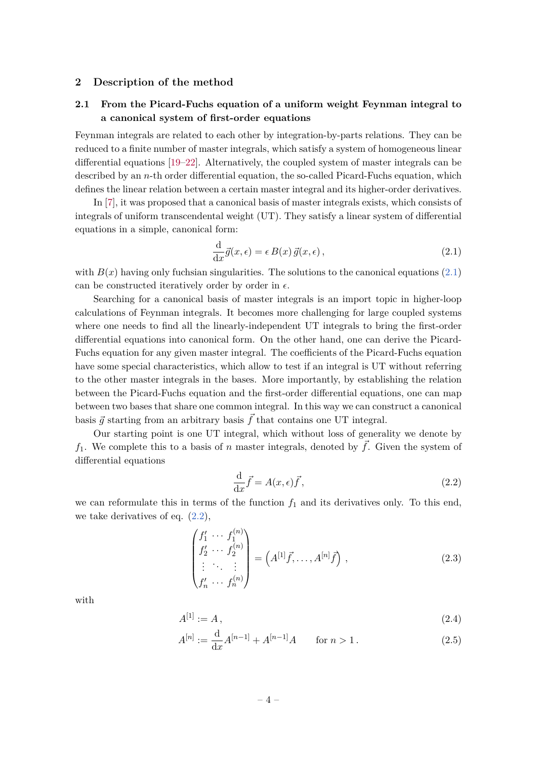## 2 Description of the method

### 2.1 From the Picard-Fuchs equation of a uniform weight Feynman integral to a canonical system of first-order equations

Feynman integrals are related to each other by integration-by-parts relations. They can be reduced to a finite number of master integrals, which satisfy a system of homogeneous linear differential equations [19–22]. Alternatively, the coupled system of master integrals can be described by an $n$-th order differential equation, the so-called Picard-Fuchs equation, which defines the linear relation between a certain master integral and its higher-order derivatives.

In [7], it was proposed that a canonical basis of master integrals exists, which consists of integrals of uniform transcendental weight (UT). They satisfy a linear system of differential equations in a simple, canonical form:

$$\frac{\mathrm{d}}{\mathrm{d}x}\vec{g}(x,\epsilon) = \epsilon\, B(x)\, \vec{g}(x,\epsilon)\,, \tag{2.1}$$

with $B(x)$ having only fuchsian singularities. The solutions to the canonical equations (2.1) can be constructed iteratively order by order in $\epsilon$.

Searching for a canonical basis of master integrals is an import topic in higher-loop calculations of Feynman integrals. It becomes more challenging for large coupled systems where one needs to find all the linearly-independent UT integrals to bring the first-order differential equations into canonical form. On the other hand, one can derive the Picard-Fuchs equation for any given master integral. The coefficients of the Picard-Fuchs equation have some special characteristics, which allow to test if an integral is UT without referring to the other master integrals in the bases. More importantly, by establishing the relation between the Picard-Fuchs equation and the first-order differential equations, one can map between two bases that share one common integral. In this way we can construct a canonical basis $\vec{g}$ starting from an arbitrary basis $\vec{f}$ that contains one UT integral.

Our starting point is one UT integral, which without loss of generality we denote by $f_1$. We complete this to a basis of $n$ master integrals, denoted by $\vec{f}$. Given the system of differential equations

$$\frac{\mathrm{d}}{\mathrm{d}x}\vec{f} = A(x,\epsilon)\vec{f}\,, \tag{2.2}$$

we can reformulate this in terms of the function $f_1$ and its derivatives only. To this end, we take derivatives of eq. (2.2),

$$\begin{pmatrix} f_1' & \cdots & f_1^{(n)} \\ f_2' & \cdots & f_2^{(n)} \\ \vdots & \ddots & \vdots \\ f_n' & \cdots & f_n^{(n)} \end{pmatrix} = \left(A^{[1]}\vec{f}, \ldots, A^{[n]}\vec{f}\right)\,, \tag{2.3}$$

with

$$A^{[1]} := A\,, \tag{2.4}$$

$$A^{[n]} := \frac{\mathrm{d}}{\mathrm{d}x}A^{[n-1]} + A^{[n-1]}A \qquad \text{for } n > 1\,. \tag{2.5}$$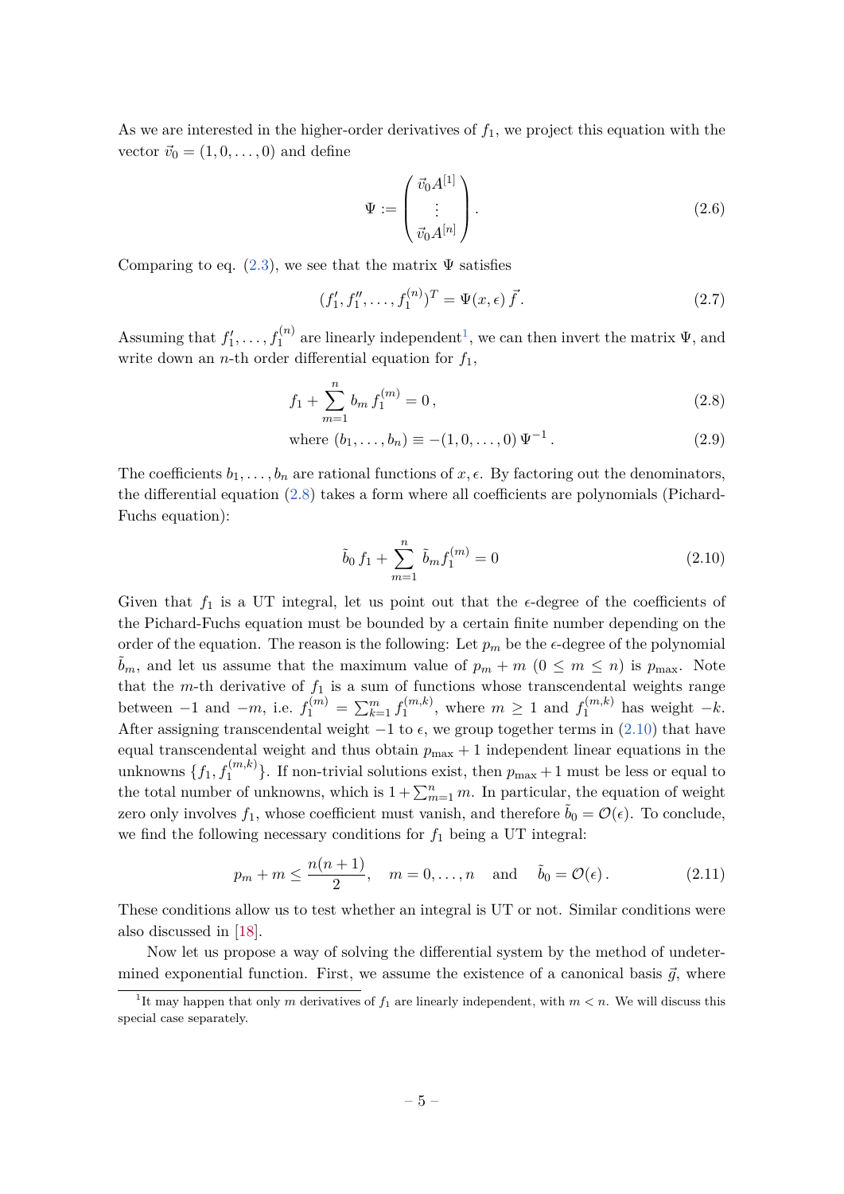As we are interested in the higher-order derivatives of $f_1$, we project this equation with the vector $\vec{v}_0 = (1, 0, \ldots, 0)$ and define

$$\Psi := \begin{pmatrix} \vec{v}_0 A^{[1]} \\ \vdots \\ \vec{v}_0 A^{[n]} \end{pmatrix}. \tag{2.6}$$

Comparing to eq. (2.3), we see that the matrix $\Psi$ satisfies

$$(f_1', f_1'', \ldots, f_1^{(n)})^T = \Psi(x, \epsilon)\, \vec{f}. \tag{2.7}$$

Assuming that $f_1', \ldots, f_1^{(n)}$ are linearly independent[1], we can then invert the matrix $\Psi$, and write down an $n$-th order differential equation for $f_1$,

$$f_1 + \sum_{m=1}^{n} b_m\, f_1^{(m)} = 0\,, \tag{2.8}$$

$$\text{where } (b_1, \ldots, b_n) \equiv -(1, 0, \ldots, 0)\, \Psi^{-1}\,. \tag{2.9}$$

The coefficients $b_1, \ldots, b_n$ are rational functions of $x, \epsilon$. By factoring out the denominators, the differential equation (2.8) takes a form where all coefficients are polynomials (Pichard-Fuchs equation):

$$\tilde{b}_0\, f_1 + \sum_{m=1}^{n} \tilde{b}_m f_1^{(m)} = 0 \tag{2.10}$$

Given that $f_1$ is a UT integral, let us point out that the $\epsilon$-degree of the coefficients of the Pichard-Fuchs equation must be bounded by a certain finite number depending on the order of the equation. The reason is the following: Let $p_m$ be the $\epsilon$-degree of the polynomial $\tilde{b}_m$, and let us assume that the maximum value of $p_m + m$ $(0 \le m \le n)$ is $p_{\max}$. Note that the $m$-th derivative of $f_1$ is a sum of functions whose transcendental weights range between $-1$ and $-m$, i.e. $f_1^{(m)} = \sum_{k=1}^{m} f_1^{(m,k)}$, where $m \ge 1$ and $f_1^{(m,k)}$ has weight $-k$. After assigning transcendental weight $-1$ to $\epsilon$, we group together terms in (2.10) that have equal transcendental weight and thus obtain $p_{\max} + 1$ independent linear equations in the unknowns $\{f_1, f_1^{(m,k)}\}$. If non-trivial solutions exist, then $p_{\max} + 1$ must be less or equal to the total number of unknowns, which is $1 + \sum_{m=1}^{n} m$. In particular, the equation of weight zero only involves $f_1$, whose coefficient must vanish, and therefore $\tilde{b}_0 = \mathcal{O}(\epsilon)$. To conclude, we find the following necessary conditions for $f_1$ being a UT integral:

$$p_m + m \le \frac{n(n+1)}{2}, \quad m = 0, \ldots, n \quad \text{and} \quad \tilde{b}_0 = \mathcal{O}(\epsilon)\,. \tag{2.11}$$

These conditions allow us to test whether an integral is UT or not. Similar conditions were also discussed in [18].

Now let us propose a way of solving the differential system by the method of undetermined exponential function. First, we assume the existence of a canonical basis $\vec{g}$, where

---

[1] It may happen that only $m$ derivatives of $f_1$ are linearly independent, with $m < n$. We will discuss this special case separately.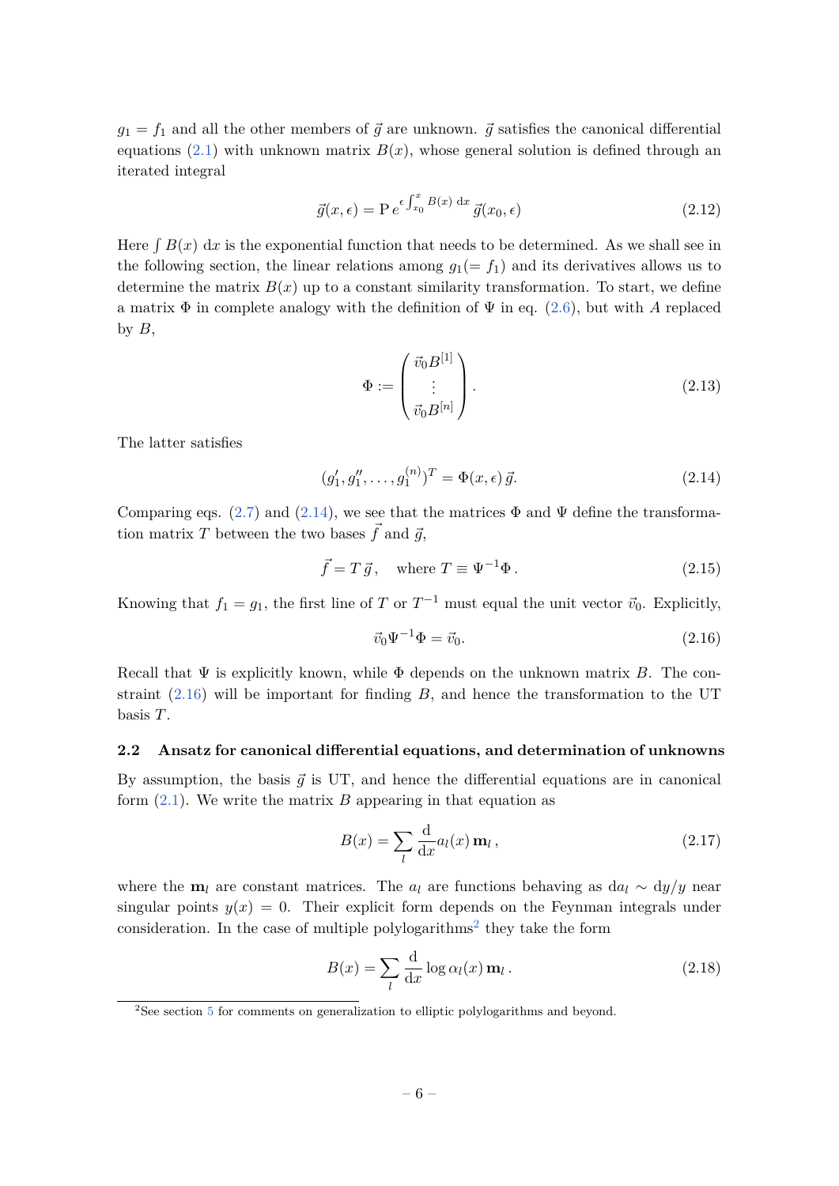$g_1 = f_1$ and all the other members of $\vec{g}$ are unknown. $\vec{g}$ satisfies the canonical differential equations (2.1) with unknown matrix $B(x)$, whose general solution is defined through an iterated integral

$$\vec{g}(x,\epsilon) = \mathrm{P}\, e^{\epsilon \int_{x_0}^{x} B(x)\, \mathrm{d}x}\, \vec{g}(x_0, \epsilon) \tag{2.12}$$

Here $\int B(x)\, \mathrm{d}x$ is the exponential function that needs to be determined. As we shall see in the following section, the linear relations among $g_1 (= f_1)$ and its derivatives allows us to determine the matrix $B(x)$ up to a constant similarity transformation. To start, we define a matrix $\Phi$ in complete analogy with the definition of $\Psi$ in eq. (2.6), but with $A$ replaced by $B$,

$$\Phi := \begin{pmatrix} \vec{v}_0 B^{[1]} \\ \vdots \\ \vec{v}_0 B^{[n]} \end{pmatrix}. \tag{2.13}$$

The latter satisfies

$$(g_1', g_1'', \ldots, g_1^{(n)})^T = \Phi(x,\epsilon)\, \vec{g}. \tag{2.14}$$

Comparing eqs. (2.7) and (2.14), we see that the matrices $\Phi$ and $\Psi$ define the transformation matrix $T$ between the two bases $\vec{f}$ and $\vec{g}$,

$$\vec{f} = T\, \vec{g}\,, \quad \text{where } T \equiv \Psi^{-1}\Phi\,. \tag{2.15}$$

Knowing that $f_1 = g_1$, the first line of $T$ or $T^{-1}$ must equal the unit vector $\vec{v}_0$. Explicitly,

$$\vec{v}_0 \Psi^{-1} \Phi = \vec{v}_0. \tag{2.16}$$

Recall that $\Psi$ is explicitly known, while $\Phi$ depends on the unknown matrix $B$. The constraint (2.16) will be important for finding $B$, and hence the transformation to the UT basis $T$.

### 2.2 Ansatz for canonical differential equations, and determination of unknowns

By assumption, the basis $\vec{g}$ is UT, and hence the differential equations are in canonical form (2.1). We write the matrix $B$ appearing in that equation as

$$B(x) = \sum_l \frac{\mathrm{d}}{\mathrm{d}x} a_l(x)\, \mathbf{m}_l\,, \tag{2.17}$$

where the $\mathbf{m}_l$ are constant matrices. The $a_l$ are functions behaving as $\mathrm{d}a_l \sim \mathrm{d}y/y$ near singular points $y(x) = 0$. Their explicit form depends on the Feynman integrals under consideration. In the case of multiple polylogarithms[2] they take the form

$$B(x) = \sum_l \frac{\mathrm{d}}{\mathrm{d}x} \log \alpha_l(x)\, \mathbf{m}_l\,. \tag{2.18}$$

[2] See section 5 for comments on generalization to elliptic polylogarithms and beyond.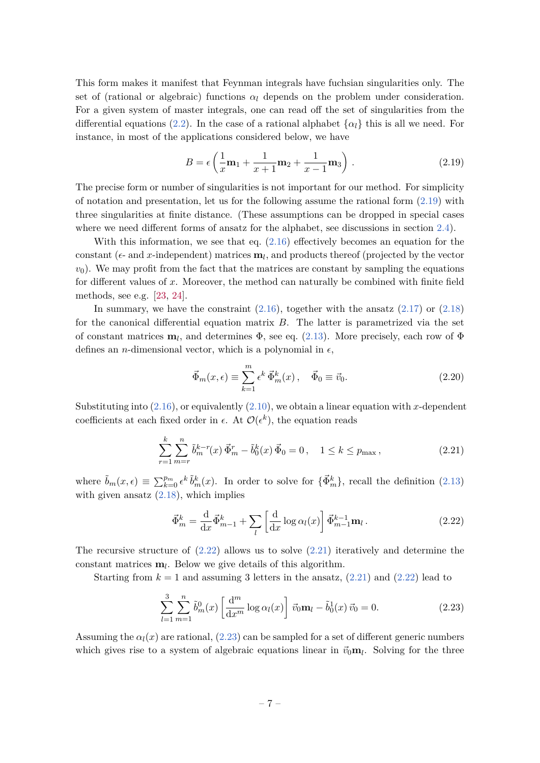This form makes it manifest that Feynman integrals have fuchsian singularities only. The set of (rational or algebraic) functions $\alpha_l$ depends on the problem under consideration. For a given system of master integrals, one can read off the set of singularities from the differential equations (2.2). In the case of a rational alphabet $\{\alpha_l\}$ this is all we need. For instance, in most of the applications considered below, we have

$$B = \epsilon \left( \frac{1}{x} \mathbf{m}_1 + \frac{1}{x+1} \mathbf{m}_2 + \frac{1}{x-1} \mathbf{m}_3 \right) . \tag{2.19}$$

The precise form or number of singularities is not important for our method. For simplicity of notation and presentation, let us for the following assume the rational form (2.19) with three singularities at finite distance. (These assumptions can be dropped in special cases where we need different forms of ansatz for the alphabet, see discussions in section 2.4).

With this information, we see that eq. (2.16) effectively becomes an equation for the constant ($\epsilon$- and $x$-independent) matrices $\mathbf{m}_l$, and products thereof (projected by the vector $v_0$). We may profit from the fact that the matrices are constant by sampling the equations for different values of $x$. Moreover, the method can naturally be combined with finite field methods, see e.g. [23, 24].

In summary, we have the constraint (2.16), together with the ansatz (2.17) or (2.18) for the canonical differential equation matrix $B$. The latter is parametrized via the set of constant matrices $\mathbf{m}_l$, and determines $\Phi$, see eq. (2.13). More precisely, each row of $\Phi$ defines an $n$-dimensional vector, which is a polynomial in $\epsilon$,

$$\vec{\Phi}_m(x,\epsilon) \equiv \sum_{k=1}^{m} \epsilon^k \, \vec{\Phi}_m^k(x) \,, \quad \vec{\Phi}_0 \equiv \vec{v}_0. \tag{2.20}$$

Substituting into (2.16), or equivalently (2.10), we obtain a linear equation with $x$-dependent coefficients at each fixed order in $\epsilon$. At $\mathcal{O}(\epsilon^k)$, the equation reads

$$\sum_{r=1}^{k} \sum_{m=r}^{n} \tilde{b}_m^{k-r}(x) \, \vec{\Phi}_m^r - \tilde{b}_0^k(x) \, \vec{\Phi}_0 = 0 \,, \quad 1 \leq k \leq p_{\max} \,, \tag{2.21}$$

where $\tilde{b}_m(x,\epsilon) \equiv \sum_{k=0}^{p_m} \epsilon^k \, \tilde{b}_m^k(x)$. In order to solve for $\{\vec{\Phi}_m^k\}$, recall the definition (2.13) with given ansatz (2.18), which implies

$$\vec{\Phi}_m^k = \frac{\mathrm{d}}{\mathrm{d}x} \vec{\Phi}_{m-1}^k + \sum_l \left[ \frac{\mathrm{d}}{\mathrm{d}x} \log \alpha_l(x) \right] \vec{\Phi}_{m-1}^{k-1} \mathbf{m}_l \,. \tag{2.22}$$

The recursive structure of (2.22) allows us to solve (2.21) iteratively and determine the constant matrices $\mathbf{m}_l$. Below we give details of this algorithm.

Starting from $k = 1$ and assuming 3 letters in the ansatz, (2.21) and (2.22) lead to

$$\sum_{l=1}^{3} \sum_{m=1}^{n} \tilde{b}_m^0(x) \left[ \frac{\mathrm{d}^m}{\mathrm{d}x^m} \log \alpha_l(x) \right] \vec{v}_0 \mathbf{m}_l - \tilde{b}_0^1(x) \, \vec{v}_0 = 0. \tag{2.23}$$

Assuming the $\alpha_l(x)$ are rational, (2.23) can be sampled for a set of different generic numbers which gives rise to a system of algebraic equations linear in $\vec{v}_0 \mathbf{m}_l$. Solving for the three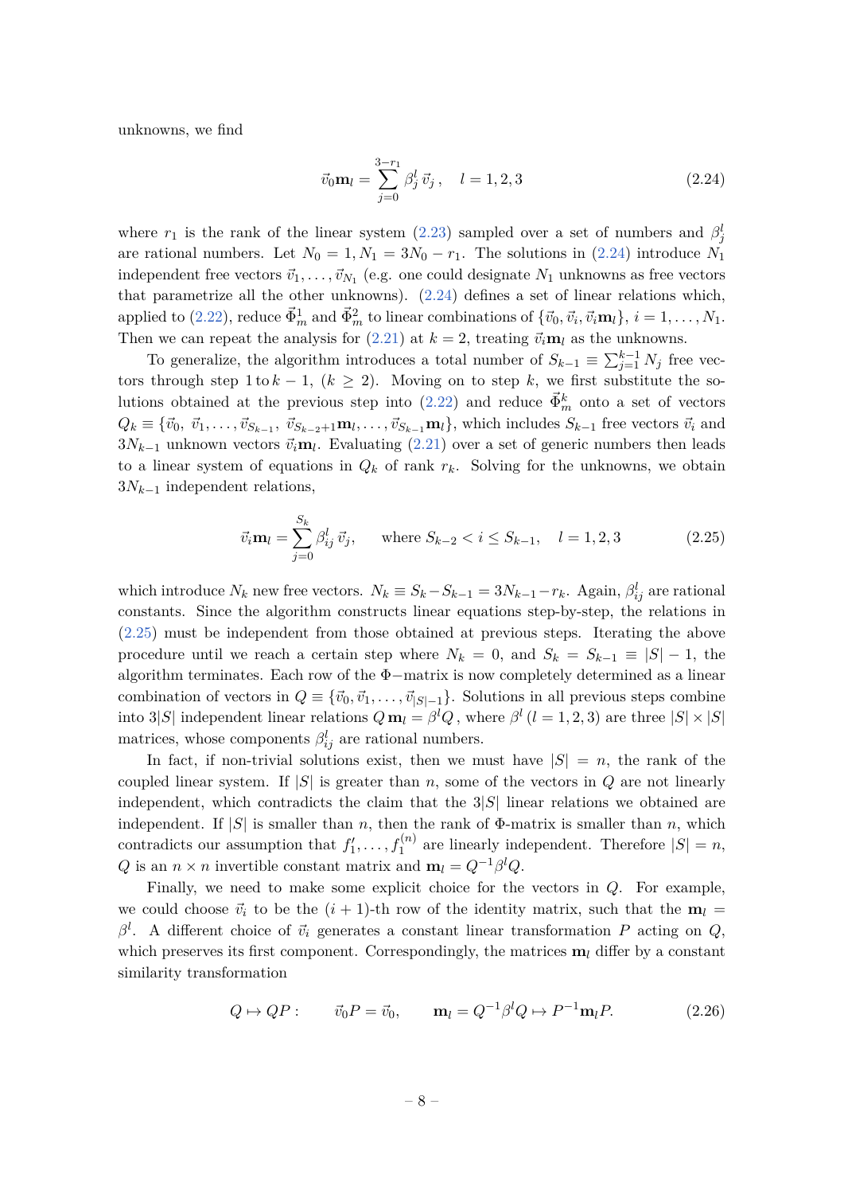unknowns, we find

$$\vec{v}_0 \mathbf{m}_l = \sum_{j=0}^{3-r_1} \beta_j^l \, \vec{v}_j \,, \quad l = 1, 2, 3 \tag{2.24}$$

where $r_1$ is the rank of the linear system (2.23) sampled over a set of numbers and $\beta_j^l$ are rational numbers. Let $N_0 = 1, N_1 = 3N_0 - r_1$. The solutions in (2.24) introduce $N_1$ independent free vectors $\vec{v}_1, \ldots, \vec{v}_{N_1}$ (e.g. one could designate $N_1$ unknowns as free vectors that parametrize all the other unknowns). (2.24) defines a set of linear relations which, applied to (2.22), reduce $\vec{\Phi}_m^1$ and $\vec{\Phi}_m^2$ to linear combinations of $\{\vec{v}_0, \vec{v}_i, \vec{v}_i \mathbf{m}_l\}$, $i = 1, \ldots, N_1$. Then we can repeat the analysis for (2.21) at $k = 2$, treating $\vec{v}_i \mathbf{m}_l$ as the unknowns.

To generalize, the algorithm introduces a total number of $S_{k-1} \equiv \sum_{j=1}^{k-1} N_j$ free vectors through step 1 to $k-1$, ($k \geq 2$). Moving on to step $k$, we first substitute the solutions obtained at the previous step into (2.22) and reduce $\vec{\Phi}_m^k$ onto a set of vectors $Q_k \equiv \{\vec{v}_0, \, \vec{v}_1, \ldots, \vec{v}_{S_{k-1}}, \, \vec{v}_{S_{k-2}+1} \mathbf{m}_l, \ldots, \vec{v}_{S_{k-1}} \mathbf{m}_l\}$, which includes $S_{k-1}$ free vectors $\vec{v}_i$ and $3N_{k-1}$ unknown vectors $\vec{v}_i \mathbf{m}_l$. Evaluating (2.21) over a set of generic numbers then leads to a linear system of equations in $Q_k$ of rank $r_k$. Solving for the unknowns, we obtain $3N_{k-1}$ independent relations,

$$\vec{v}_i \mathbf{m}_l = \sum_{j=0}^{S_k} \beta_{ij}^l \, \vec{v}_j, \qquad \text{where } S_{k-2} < i \leq S_{k-1}, \quad l = 1, 2, 3 \tag{2.25}$$

which introduce $N_k$ new free vectors. $N_k \equiv S_k - S_{k-1} = 3N_{k-1} - r_k$. Again, $\beta_{ij}^l$ are rational constants. Since the algorithm constructs linear equations step-by-step, the relations in (2.25) must be independent from those obtained at previous steps. Iterating the above procedure until we reach a certain step where $N_k = 0$, and $S_k = S_{k-1} \equiv |S| - 1$, the algorithm terminates. Each row of the $\Phi-$matrix is now completely determined as a linear combination of vectors in $Q \equiv \{\vec{v}_0, \vec{v}_1, \ldots, \vec{v}_{|S|-1}\}$. Solutions in all previous steps combine into $3|S|$ independent linear relations $Q \, \mathbf{m}_l = \beta^l Q$, where $\beta^l$ ($l = 1, 2, 3$) are three $|S| \times |S|$ matrices, whose components $\beta_{ij}^l$ are rational numbers.

In fact, if non-trivial solutions exist, then we must have $|S| = n$, the rank of the coupled linear system. If $|S|$ is greater than $n$, some of the vectors in $Q$ are not linearly independent, which contradicts the claim that the $3|S|$ linear relations we obtained are independent. If $|S|$ is smaller than $n$, then the rank of $\Phi$-matrix is smaller than $n$, which contradicts our assumption that $f_1', \ldots, f_1^{(n)}$ are linearly independent. Therefore $|S| = n$, $Q$ is an $n \times n$ invertible constant matrix and $\mathbf{m}_l = Q^{-1} \beta^l Q$.

Finally, we need to make some explicit choice for the vectors in $Q$. For example, we could choose $\vec{v}_i$ to be the $(i + 1)$-th row of the identity matrix, such that the $\mathbf{m}_l = \beta^l$. A different choice of $\vec{v}_i$ generates a constant linear transformation $P$ acting on $Q$, which preserves its first component. Correspondingly, the matrices $\mathbf{m}_l$ differ by a constant similarity transformation

$$Q \mapsto QP: \qquad \vec{v}_0 P = \vec{v}_0, \qquad \mathbf{m}_l = Q^{-1} \beta^l Q \mapsto P^{-1} \mathbf{m}_l P. \tag{2.26}$$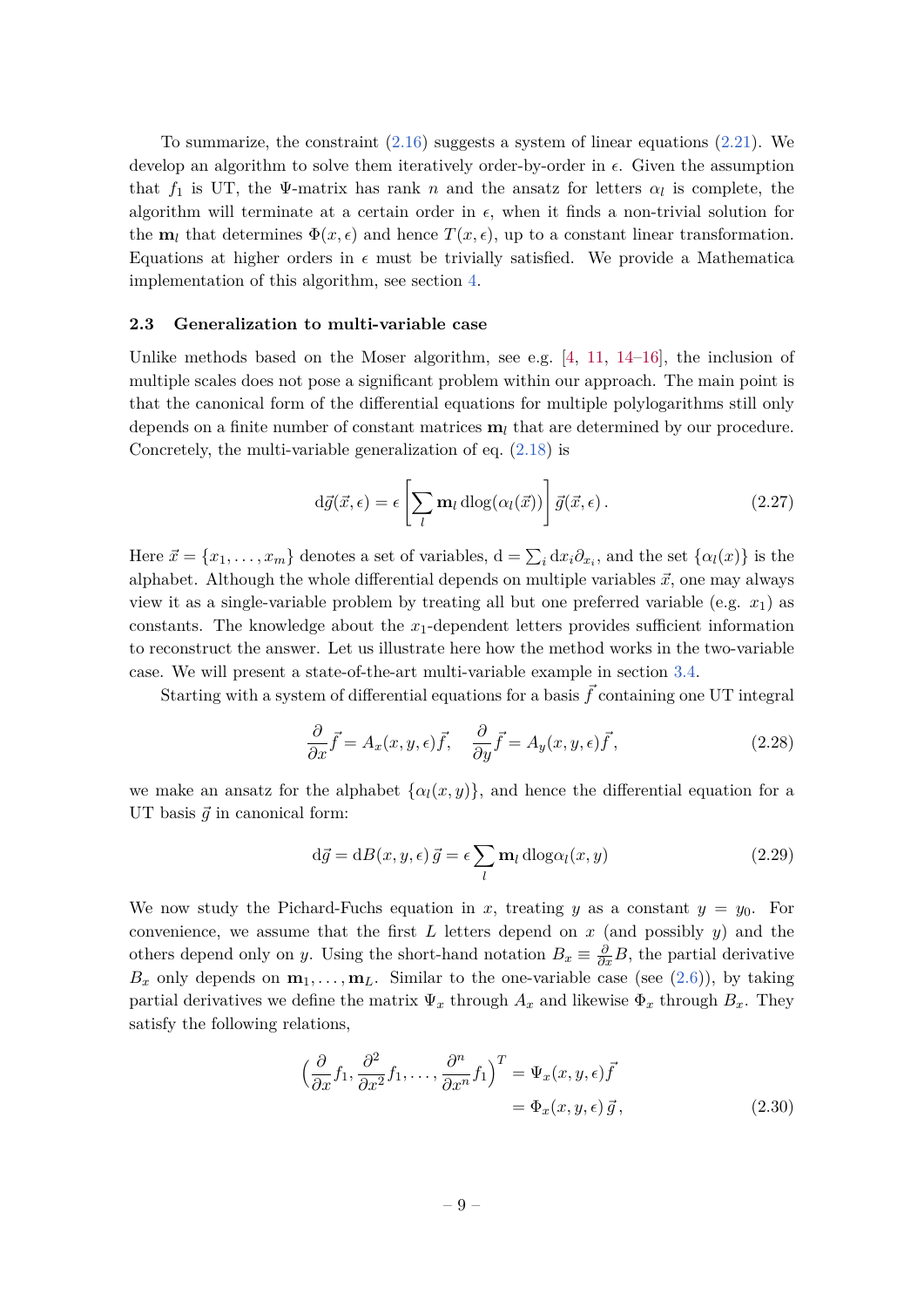To summarize, the constraint (2.16) suggests a system of linear equations (2.21). We develop an algorithm to solve them iteratively order-by-order in $\epsilon$. Given the assumption that $f_1$ is UT, the $\Psi$-matrix has rank $n$ and the ansatz for letters $\alpha_l$ is complete, the algorithm will terminate at a certain order in $\epsilon$, when it finds a non-trivial solution for the $\mathbf{m}_l$ that determines $\Phi(x,\epsilon)$ and hence $T(x,\epsilon)$, up to a constant linear transformation. Equations at higher orders in $\epsilon$ must be trivially satisfied. We provide a Mathematica implementation of this algorithm, see section 4.

### 2.3 Generalization to multi-variable case

Unlike methods based on the Moser algorithm, see e.g. [4, 11, 14–16], the inclusion of multiple scales does not pose a significant problem within our approach. The main point is that the canonical form of the differential equations for multiple polylogarithms still only depends on a finite number of constant matrices $\mathbf{m}_l$ that are determined by our procedure. Concretely, the multi-variable generalization of eq. (2.18) is

$$\mathrm{d}\vec{g}(\vec{x},\epsilon) = \epsilon \left[ \sum_l \mathbf{m}_l \, \mathrm{dlog}(\alpha_l(\vec{x})) \right] \vec{g}(\vec{x},\epsilon) \,. \tag{2.27}$$

Here $\vec{x} = \{x_1, \ldots, x_m\}$ denotes a set of variables, $\mathrm{d} = \sum_i \mathrm{d}x_i \partial_{x_i}$, and the set $\{\alpha_l(x)\}$ is the alphabet. Although the whole differential depends on multiple variables $\vec{x}$, one may always view it as a single-variable problem by treating all but one preferred variable (e.g. $x_1$) as constants. The knowledge about the $x_1$-dependent letters provides sufficient information to reconstruct the answer. Let us illustrate here how the method works in the two-variable case. We will present a state-of-the-art multi-variable example in section 3.4.

Starting with a system of differential equations for a basis $\vec{f}$ containing one UT integral

$$\frac{\partial}{\partial x}\vec{f} = A_x(x,y,\epsilon)\vec{f}, \quad \frac{\partial}{\partial y}\vec{f} = A_y(x,y,\epsilon)\vec{f}\,, \tag{2.28}$$

we make an ansatz for the alphabet $\{\alpha_l(x,y)\}$, and hence the differential equation for a UT basis $\vec{g}$ in canonical form:

$$\mathrm{d}\vec{g} = \mathrm{d}B(x,y,\epsilon)\,\vec{g} = \epsilon \sum_l \mathbf{m}_l \, \mathrm{dlog}\alpha_l(x,y) \tag{2.29}$$

We now study the Pichard-Fuchs equation in $x$, treating $y$ as a constant $y = y_0$. For convenience, we assume that the first $L$ letters depend on $x$ (and possibly $y$) and the others depend only on $y$. Using the short-hand notation $B_x \equiv \frac{\partial}{\partial x} B$, the partial derivative $B_x$ only depends on $\mathbf{m}_1, \ldots, \mathbf{m}_L$. Similar to the one-variable case (see (2.6)), by taking partial derivatives we define the matrix $\Psi_x$ through $A_x$ and likewise $\Phi_x$ through $B_x$. They satisfy the following relations,

$$\begin{aligned} \left(\frac{\partial}{\partial x} f_1, \frac{\partial^2}{\partial x^2} f_1, \ldots, \frac{\partial^n}{\partial x^n} f_1\right)^T &= \Psi_x(x,y,\epsilon)\vec{f} \\ &= \Phi_x(x,y,\epsilon)\,\vec{g}\,, \end{aligned} \tag{2.30}$$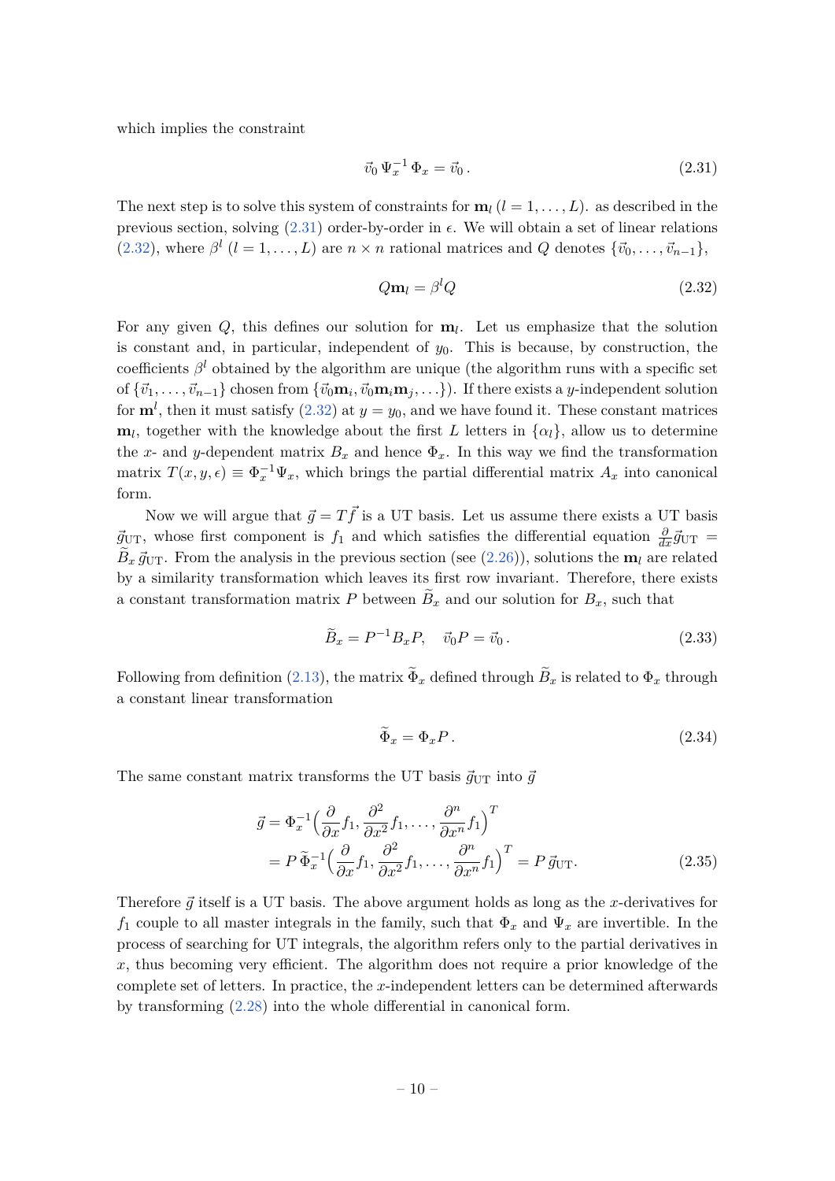which implies the constraint

$$\vec{v}_0 \, \Psi_x^{-1} \, \Phi_x = \vec{v}_0 \,. \tag{2.31}$$

The next step is to solve this system of constraints for $\mathbf{m}_l$ $(l = 1, \ldots, L)$. as described in the previous section, solving (2.31) order-by-order in $\epsilon$. We will obtain a set of linear relations (2.32), where $\beta^l$ $(l = 1, \ldots, L)$ are $n \times n$ rational matrices and $Q$ denotes $\{\vec{v}_0, \ldots, \vec{v}_{n-1}\}$,

$$Q\mathbf{m}_l = \beta^l Q \tag{2.32}$$

For any given $Q$, this defines our solution for $\mathbf{m}_l$. Let us emphasize that the solution is constant and, in particular, independent of $y_0$. This is because, by construction, the coefficients $\beta^l$ obtained by the algorithm are unique (the algorithm runs with a specific set of $\{\vec{v}_1, \ldots, \vec{v}_{n-1}\}$ chosen from $\{\vec{v}_0\mathbf{m}_i, \vec{v}_0\mathbf{m}_i\mathbf{m}_j, \ldots\}$). If there exists a $y$-independent solution for $\mathbf{m}^l$, then it must satisfy (2.32) at $y = y_0$, and we have found it. These constant matrices $\mathbf{m}_l$, together with the knowledge about the first $L$ letters in $\{\alpha_l\}$, allow us to determine the $x$- and $y$-dependent matrix $B_x$ and hence $\Phi_x$. In this way we find the transformation matrix $T(x, y, \epsilon) \equiv \Phi_x^{-1}\Psi_x$, which brings the partial differential matrix $A_x$ into canonical form.

Now we will argue that $\vec{g} = T\vec{f}$ is a UT basis. Let us assume there exists a UT basis $\vec{g}_{\text{UT}}$, whose first component is $f_1$ and which satisfies the differential equation $\frac{\partial}{\partial x}\vec{g}_{\text{UT}} = \widetilde{B}_x \, \vec{g}_{\text{UT}}$. From the analysis in the previous section (see (2.26)), solutions the $\mathbf{m}_l$ are related by a similarity transformation which leaves its first row invariant. Therefore, there exists a constant transformation matrix $P$ between $\widetilde{B}_x$ and our solution for $B_x$, such that

$$\widetilde{B}_x = P^{-1} B_x P, \quad \vec{v}_0 P = \vec{v}_0 \,. \tag{2.33}$$

Following from definition (2.13), the matrix $\widetilde{\Phi}_x$ defined through $\widetilde{B}_x$ is related to $\Phi_x$ through a constant linear transformation

$$\widetilde{\Phi}_x = \Phi_x P \,. \tag{2.34}$$

The same constant matrix transforms the UT basis $\vec{g}_{\text{UT}}$ into $\vec{g}$

$$\begin{aligned}
\vec{g} &= \Phi_x^{-1}\Big(\frac{\partial}{\partial x}f_1, \frac{\partial^2}{\partial x^2}f_1, \ldots, \frac{\partial^n}{\partial x^n}f_1\Big)^T \\
&= P\,\widetilde{\Phi}_x^{-1}\Big(\frac{\partial}{\partial x}f_1, \frac{\partial^2}{\partial x^2}f_1, \ldots, \frac{\partial^n}{\partial x^n}f_1\Big)^T = P\,\vec{g}_{\text{UT}}.
\end{aligned} \tag{2.35}$$

Therefore $\vec{g}$ itself is a UT basis. The above argument holds as long as the $x$-derivatives for $f_1$ couple to all master integrals in the family, such that $\Phi_x$ and $\Psi_x$ are invertible. In the process of searching for UT integrals, the algorithm refers only to the partial derivatives in $x$, thus becoming very efficient. The algorithm does not require a prior knowledge of the complete set of letters. In practice, the $x$-independent letters can be determined afterwards by transforming (2.28) into the whole differential in canonical form.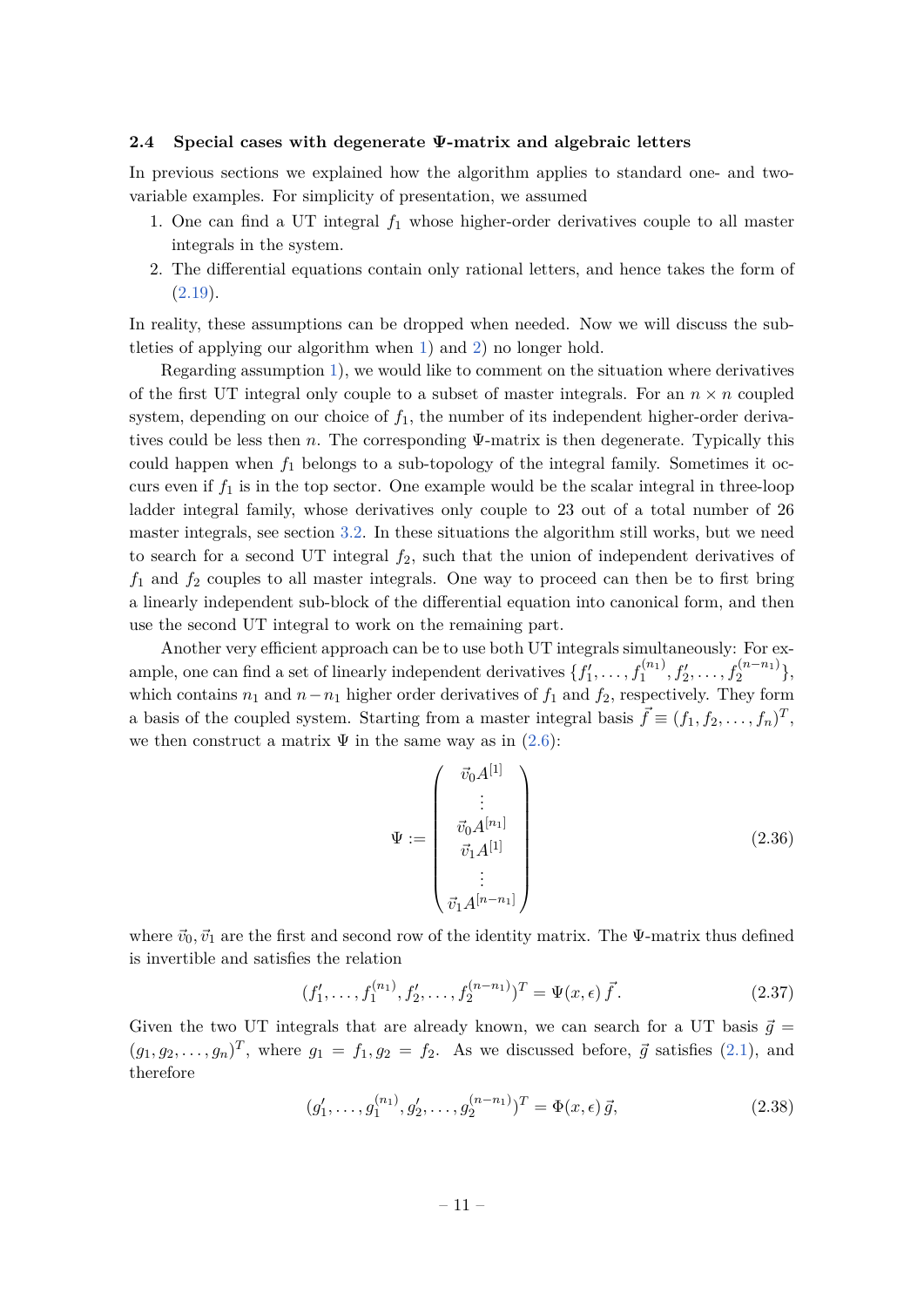### 2.4 Special cases with degenerate Ψ-matrix and algebraic letters

In previous sections we explained how the algorithm applies to standard one- and two-variable examples. For simplicity of presentation, we assumed

1. One can find a UT integral $f_1$ whose higher-order derivatives couple to all master integrals in the system.
2. The differential equations contain only rational letters, and hence takes the form of (2.19).

In reality, these assumptions can be dropped when needed. Now we will discuss the subtleties of applying our algorithm when 1) and 2) no longer hold.

Regarding assumption 1), we would like to comment on the situation where derivatives of the first UT integral only couple to a subset of master integrals. For an $n \times n$ coupled system, depending on our choice of $f_1$, the number of its independent higher-order derivatives could be less then $n$. The corresponding Ψ-matrix is then degenerate. Typically this could happen when $f_1$ belongs to a sub-topology of the integral family. Sometimes it occurs even if $f_1$ is in the top sector. One example would be the scalar integral in three-loop ladder integral family, whose derivatives only couple to 23 out of a total number of 26 master integrals, see section 3.2. In these situations the algorithm still works, but we need to search for a second UT integral $f_2$, such that the union of independent derivatives of $f_1$ and $f_2$ couples to all master integrals. One way to proceed can then be to first bring a linearly independent sub-block of the differential equation into canonical form, and then use the second UT integral to work on the remaining part.

Another very efficient approach can be to use both UT integrals simultaneously: For example, one can find a set of linearly independent derivatives $\{f_1', \ldots, f_1^{(n_1)}, f_2', \ldots, f_2^{(n-n_1)}\}$, which contains $n_1$ and $n-n_1$ higher order derivatives of $f_1$ and $f_2$, respectively. They form a basis of the coupled system. Starting from a master integral basis $\vec{f} \equiv (f_1, f_2, \ldots, f_n)^T$, we then construct a matrix $\Psi$ in the same way as in (2.6):

$$
\Psi := \begin{pmatrix} \vec{v}_0 A^{[1]} \\ \vdots \\ \vec{v}_0 A^{[n_1]} \\ \vec{v}_1 A^{[1]} \\ \vdots \\ \vec{v}_1 A^{[n-n_1]} \end{pmatrix} \tag{2.36}
$$

where $\vec{v}_0, \vec{v}_1$ are the first and second row of the identity matrix. The Ψ-matrix thus defined is invertible and satisfies the relation

$$
(f_1', \ldots, f_1^{(n_1)}, f_2', \ldots, f_2^{(n-n_1)})^T = \Psi(x, \epsilon)\, \vec{f}. \tag{2.37}
$$

Given the two UT integrals that are already known, we can search for a UT basis $\vec{g} = (g_1, g_2, \ldots, g_n)^T$, where $g_1 = f_1, g_2 = f_2$. As we discussed before, $\vec{g}$ satisfies (2.1), and therefore

$$
(g_1', \ldots, g_1^{(n_1)}, g_2', \ldots, g_2^{(n-n_1)})^T = \Phi(x, \epsilon)\, \vec{g}, \tag{2.38}
$$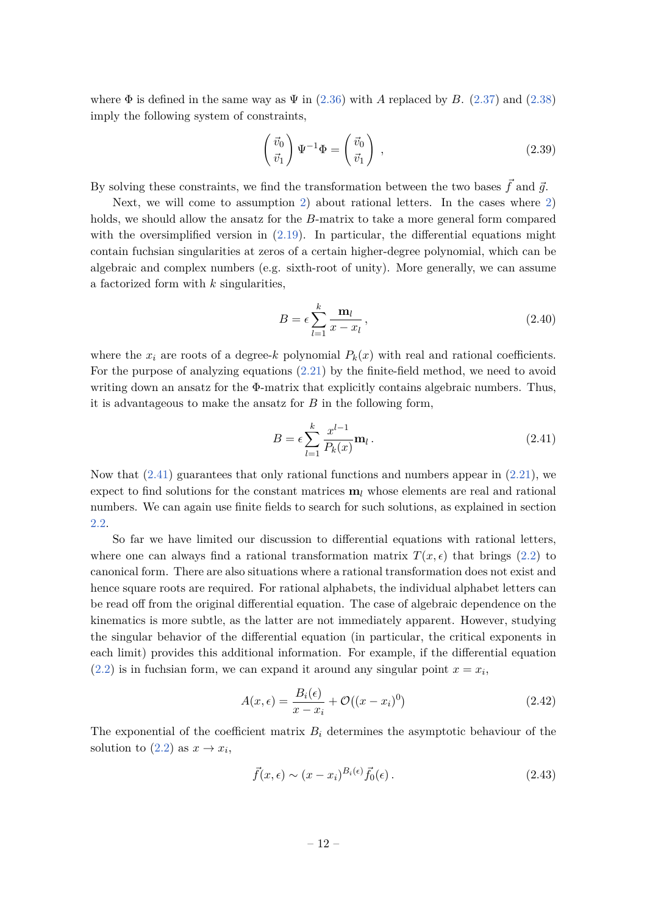where $\Phi$ is defined in the same way as $\Psi$ in (2.36) with $A$ replaced by $B$. (2.37) and (2.38) imply the following system of constraints,

$$\begin{pmatrix} \vec{v}_0 \\ \vec{v}_1 \end{pmatrix} \Psi^{-1}\Phi = \begin{pmatrix} \vec{v}_0 \\ \vec{v}_1 \end{pmatrix} \,, \tag{2.39}$$

By solving these constraints, we find the transformation between the two bases $\vec{f}$ and $\vec{g}$.

Next, we will come to assumption 2) about rational letters. In the cases where 2) holds, we should allow the ansatz for the $B$-matrix to take a more general form compared with the oversimplified version in (2.19). In particular, the differential equations might contain fuchsian singularities at zeros of a certain higher-degree polynomial, which can be algebraic and complex numbers (e.g. sixth-root of unity). More generally, we can assume a factorized form with $k$ singularities,

$$B = \epsilon \sum_{l=1}^{k} \frac{\mathbf{m}_l}{x - x_l} \,, \tag{2.40}$$

where the $x_i$ are roots of a degree-$k$ polynomial $P_k(x)$ with real and rational coefficients. For the purpose of analyzing equations (2.21) by the finite-field method, we need to avoid writing down an ansatz for the $\Phi$-matrix that explicitly contains algebraic numbers. Thus, it is advantageous to make the ansatz for $B$ in the following form,

$$B = \epsilon \sum_{l=1}^{k} \frac{x^{l-1}}{P_k(x)} \mathbf{m}_l \,. \tag{2.41}$$

Now that (2.41) guarantees that only rational functions and numbers appear in (2.21), we expect to find solutions for the constant matrices $\mathbf{m}_l$ whose elements are real and rational numbers. We can again use finite fields to search for such solutions, as explained in section 2.2.

So far we have limited our discussion to differential equations with rational letters, where one can always find a rational transformation matrix $T(x, \epsilon)$ that brings (2.2) to canonical form. There are also situations where a rational transformation does not exist and hence square roots are required. For rational alphabets, the individual alphabet letters can be read off from the original differential equation. The case of algebraic dependence on the kinematics is more subtle, as the latter are not immediately apparent. However, studying the singular behavior of the differential equation (in particular, the critical exponents in each limit) provides this additional information. For example, if the differential equation (2.2) is in fuchsian form, we can expand it around any singular point $x = x_i$,

$$A(x, \epsilon) = \frac{B_i(\epsilon)}{x - x_i} + \mathcal{O}\big((x - x_i)^0\big) \tag{2.42}$$

The exponential of the coefficient matrix $B_i$ determines the asymptotic behaviour of the solution to (2.2) as $x \to x_i$,

$$\vec{f}(x, \epsilon) \sim (x - x_i)^{B_i(\epsilon)} \vec{f}_0(\epsilon) \,. \tag{2.43}$$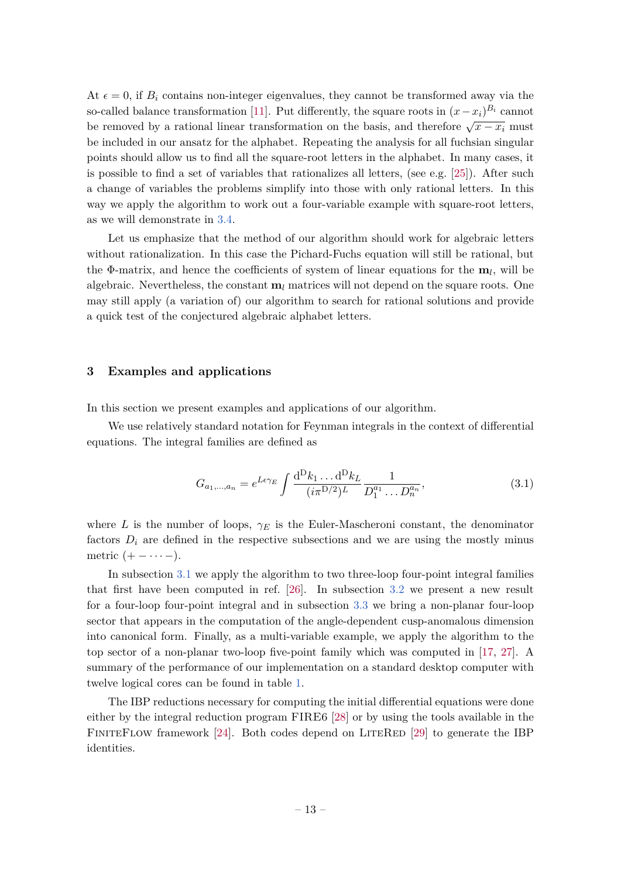At $\epsilon = 0$, if $B_i$ contains non-integer eigenvalues, they cannot be transformed away via the so-called balance transformation [11]. Put differently, the square roots in $(x - x_i)^{B_i}$ cannot be removed by a rational linear transformation on the basis, and therefore $\sqrt{x - x_i}$ must be included in our ansatz for the alphabet. Repeating the analysis for all fuchsian singular points should allow us to find all the square-root letters in the alphabet. In many cases, it is possible to find a set of variables that rationalizes all letters, (see e.g. [25]). After such a change of variables the problems simplify into those with only rational letters. In this way we apply the algorithm to work out a four-variable example with square-root letters, as we will demonstrate in 3.4.

Let us emphasize that the method of our algorithm should work for algebraic letters without rationalization. In this case the Pichard-Fuchs equation will still be rational, but the $\Phi$-matrix, and hence the coefficients of system of linear equations for the $\mathbf{m}_l$, will be algebraic. Nevertheless, the constant $\mathbf{m}_l$ matrices will not depend on the square roots. One may still apply (a variation of) our algorithm to search for rational solutions and provide a quick test of the conjectured algebraic alphabet letters.

## 3 Examples and applications

In this section we present examples and applications of our algorithm.

We use relatively standard notation for Feynman integrals in the context of differential equations. The integral families are defined as

$$G_{a_1,\ldots,a_n} = e^{L\epsilon\gamma_E} \int \frac{\mathrm{d}^{\mathrm{D}}k_1 \ldots \mathrm{d}^{\mathrm{D}}k_L}{(i\pi^{\mathrm{D}/2})^L} \frac{1}{D_1^{a_1} \ldots D_n^{a_n}}, \tag{3.1}$$

where $L$ is the number of loops, $\gamma_E$ is the Euler-Mascheroni constant, the denominator factors $D_i$ are defined in the respective subsections and we are using the mostly minus metric $(+ - \cdots -)$.

In subsection 3.1 we apply the algorithm to two three-loop four-point integral families that first have been computed in ref. [26]. In subsection 3.2 we present a new result for a four-loop four-point integral and in subsection 3.3 we bring a non-planar four-loop sector that appears in the computation of the angle-dependent cusp-anomalous dimension into canonical form. Finally, as a multi-variable example, we apply the algorithm to the top sector of a non-planar two-loop five-point family which was computed in [17, 27]. A summary of the performance of our implementation on a standard desktop computer with twelve logical cores can be found in table 1.

The IBP reductions necessary for computing the initial differential equations were done either by the integral reduction program FIRE6 [28] or by using the tools available in the FiniteFlow framework [24]. Both codes depend on LiteRed [29] to generate the IBP identities.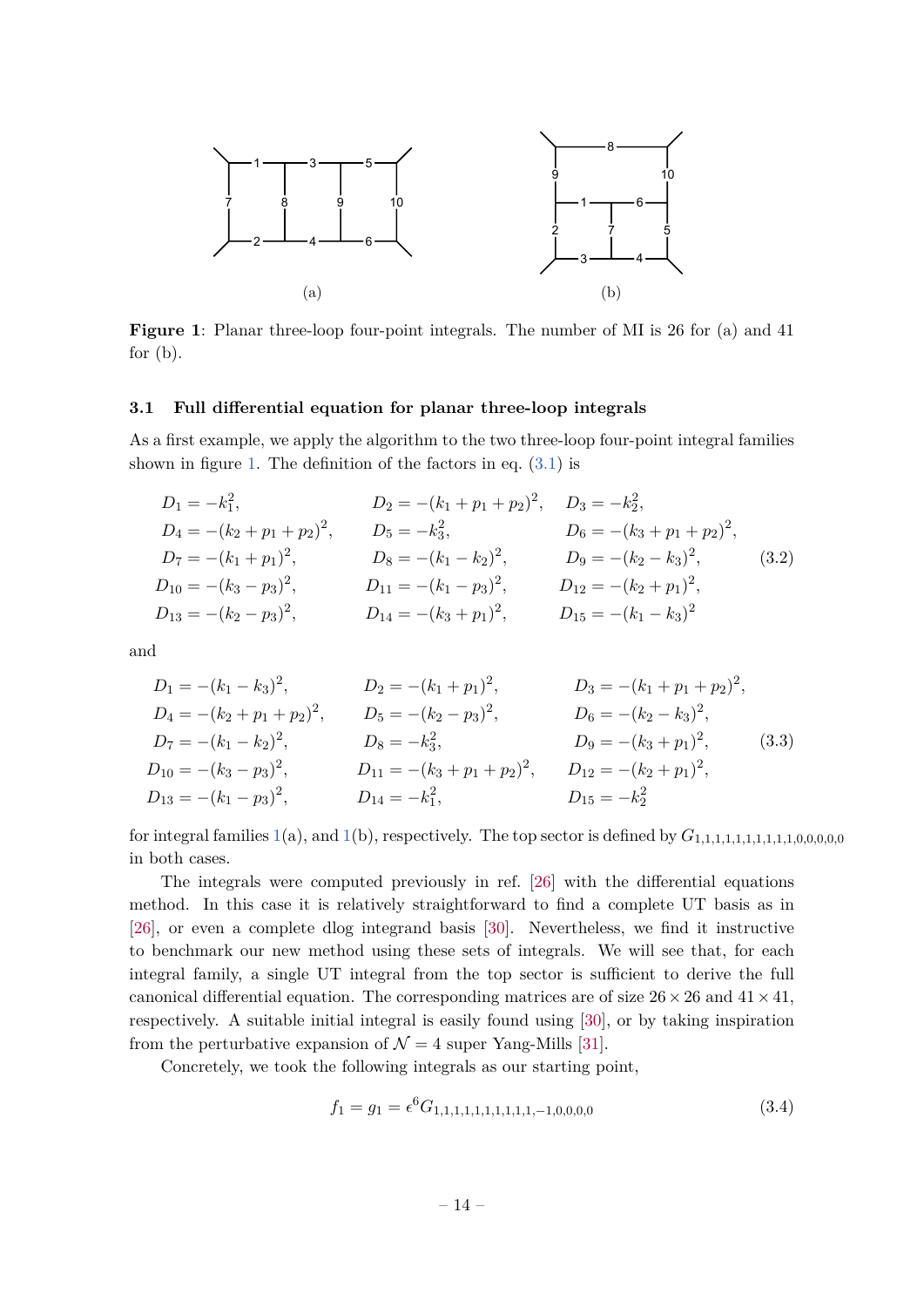**Figure 1**: Planar three-loop four-point integrals. The number of MI is 26 for (a) and 41 for (b).

### 3.1 Full differential equation for planar three-loop integrals

As a first example, we apply the algorithm to the two three-loop four-point integral families shown in figure 1. The definition of the factors in eq. (3.1) is

$$
\begin{aligned}
&D_1 = -k_1^2, && D_2 = -(k_1+p_1+p_2)^2, && D_3 = -k_2^2,\\
&D_4 = -(k_2+p_1+p_2)^2, && D_5 = -k_3^2, && D_6 = -(k_3+p_1+p_2)^2,\\
&D_7 = -(k_1+p_1)^2, && D_8 = -(k_1-k_2)^2, && D_9 = -(k_2-k_3)^2,\\
&D_{10} = -(k_3-p_3)^2, && D_{11} = -(k_1-p_3)^2, && D_{12} = -(k_2+p_1)^2,\\
&D_{13} = -(k_2-p_3)^2, && D_{14} = -(k_3+p_1)^2, && D_{15} = -(k_1-k_3)^2
\end{aligned}
\tag{3.2}
$$

and

$$
\begin{aligned}
&D_1 = -(k_1-k_3)^2, && D_2 = -(k_1+p_1)^2, && D_3 = -(k_1+p_1+p_2)^2,\\
&D_4 = -(k_2+p_1+p_2)^2, && D_5 = -(k_2-p_3)^2, && D_6 = -(k_2-k_3)^2,\\
&D_7 = -(k_1-k_2)^2, && D_8 = -k_3^2, && D_9 = -(k_3+p_1)^2,\\
&D_{10} = -(k_3-p_3)^2, && D_{11} = -(k_3+p_1+p_2)^2, && D_{12} = -(k_2+p_1)^2,\\
&D_{13} = -(k_1-p_3)^2, && D_{14} = -k_1^2, && D_{15} = -k_2^2
\end{aligned}
\tag{3.3}
$$

for integral families 1(a), and 1(b), respectively. The top sector is defined by $G_{1,1,1,1,1,1,1,1,1,1,0,0,0,0,0}$ in both cases.

The integrals were computed previously in ref. [26] with the differential equations method. In this case it is relatively straightforward to find a complete UT basis as in [26], or even a complete dlog integrand basis [30]. Nevertheless, we find it instructive to benchmark our new method using these sets of integrals. We will see that, for each integral family, a single UT integral from the top sector is sufficient to derive the full canonical differential equation. The corresponding matrices are of size $26 \times 26$ and $41 \times 41$, respectively. A suitable initial integral is easily found using [30], or by taking inspiration from the perturbative expansion of $\mathcal{N}=4$ super Yang-Mills [31].

Concretely, we took the following integrals as our starting point,

$$
f_1 = g_1 = \epsilon^6 G_{1,1,1,1,1,1,1,1,1,1,-1,0,0,0,0}
\tag{3.4}
$$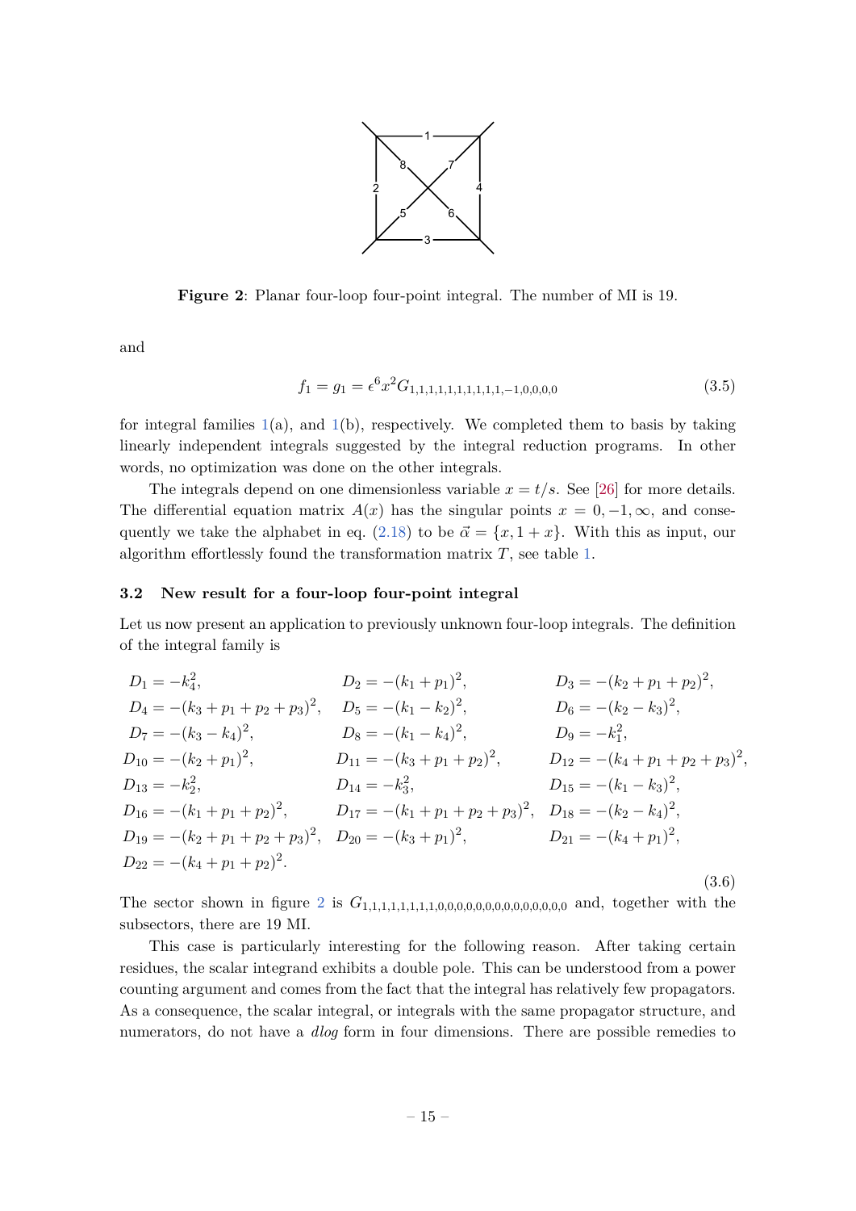**Figure 2**: Planar four-loop four-point integral. The number of MI is 19.

and

$$f_1 = g_1 = \epsilon^6 x^2 G_{1,1,1,1,1,1,1,1,1,1,-1,0,0,0,0} \tag{3.5}$$

for integral families 1(a), and 1(b), respectively. We completed them to basis by taking linearly independent integrals suggested by the integral reduction programs. In other words, no optimization was done on the other integrals.

The integrals depend on one dimensionless variable $x = t/s$. See [26] for more details. The differential equation matrix $A(x)$ has the singular points $x = 0, -1, \infty$, and consequently we take the alphabet in eq. (2.18) to be $\vec{\alpha} = \{x, 1+x\}$. With this as input, our algorithm effortlessly found the transformation matrix $T$, see table 1.

### 3.2 New result for a four-loop four-point integral

Let us now present an application to previously unknown four-loop integrals. The definition of the integral family is

$$\begin{aligned}
&D_1 = -k_4^2, && D_2 = -(k_1+p_1)^2, && D_3 = -(k_2+p_1+p_2)^2, \\
&D_4 = -(k_3+p_1+p_2+p_3)^2, && D_5 = -(k_1-k_2)^2, && D_6 = -(k_2-k_3)^2, \\
&D_7 = -(k_3-k_4)^2, && D_8 = -(k_1-k_4)^2, && D_9 = -k_1^2, \\
&D_{10} = -(k_2+p_1)^2, && D_{11} = -(k_3+p_1+p_2)^2, && D_{12} = -(k_4+p_1+p_2+p_3)^2, \\
&D_{13} = -k_2^2, && D_{14} = -k_3^2, && D_{15} = -(k_1-k_3)^2, \\
&D_{16} = -(k_1+p_1+p_2)^2, && D_{17} = -(k_1+p_1+p_2+p_3)^2, && D_{18} = -(k_2-k_4)^2, \\
&D_{19} = -(k_2+p_1+p_2+p_3)^2, && D_{20} = -(k_3+p_1)^2, && D_{21} = -(k_4+p_1)^2, \\
&D_{22} = -(k_4+p_1+p_2)^2.
\end{aligned} \tag{3.6}$$

The sector shown in figure 2 is $G_{1,1,1,1,1,1,1,1,0,0,0,0,0,0,0,0,0,0,0,0,0,0}$ and, together with the subsectors, there are 19 MI.

This case is particularly interesting for the following reason. After taking certain residues, the scalar integrand exhibits a double pole. This can be understood from a power counting argument and comes from the fact that the integral has relatively few propagators. As a consequence, the scalar integral, or integrals with the same propagator structure, and numerators, do not have a *dlog* form in four dimensions. There are possible remedies to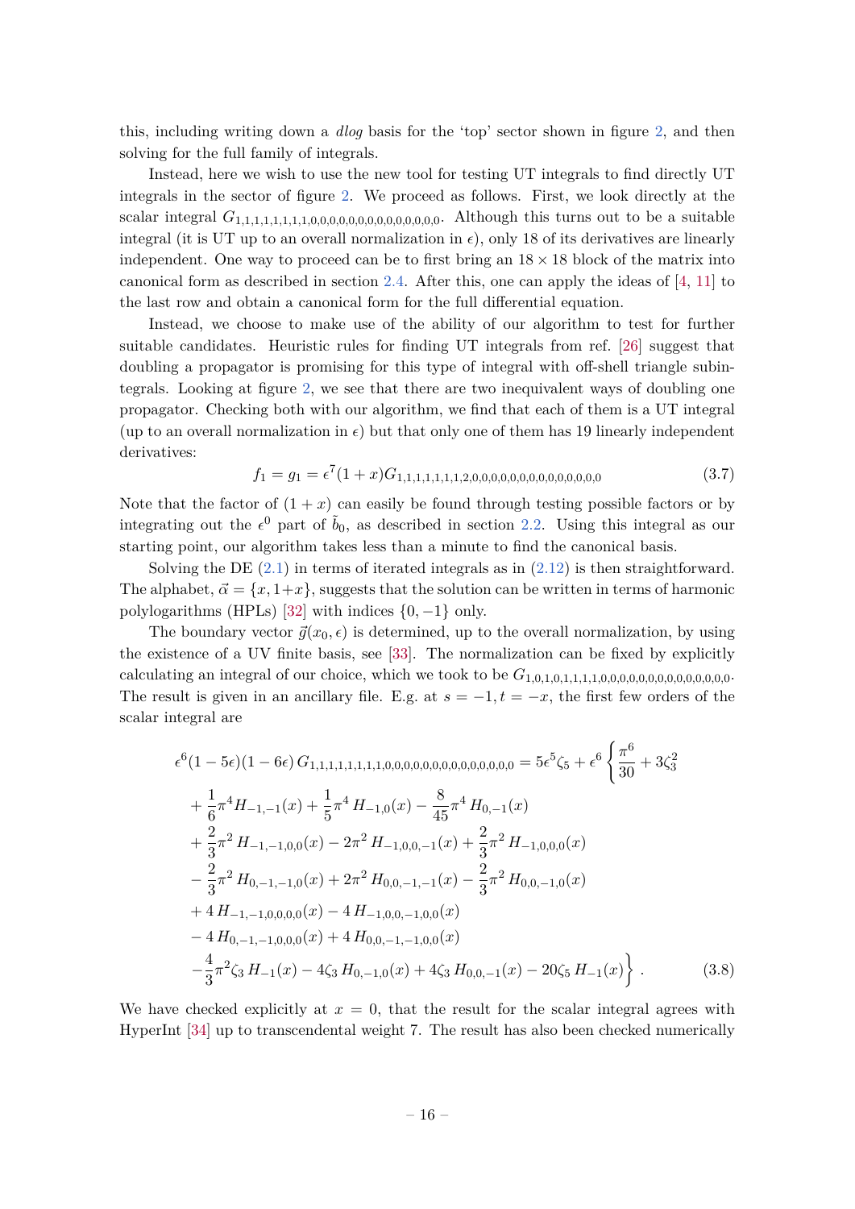this, including writing down a *dlog* basis for the 'top' sector shown in figure 2, and then solving for the full family of integrals.

Instead, here we wish to use the new tool for testing UT integrals to find directly UT integrals in the sector of figure 2. We proceed as follows. First, we look directly at the scalar integral $G_{1,1,1,1,1,1,1,1,1,0,0,0,0,0,0,0,0,0,0,0,0,0,0,0,0,0}$. Although this turns out to be a suitable integral (it is UT up to an overall normalization in $\epsilon$), only 18 of its derivatives are linearly independent. One way to proceed can be to first bring an $18 \times 18$ block of the matrix into canonical form as described in section 2.4. After this, one can apply the ideas of [4, 11] to the last row and obtain a canonical form for the full differential equation.

Instead, we choose to make use of the ability of our algorithm to test for further suitable candidates. Heuristic rules for finding UT integrals from ref. [26] suggest that doubling a propagator is promising for this type of integral with off-shell triangle subintegrals. Looking at figure 2, we see that there are two inequivalent ways of doubling one propagator. Checking both with our algorithm, we find that each of them is a UT integral (up to an overall normalization in $\epsilon$) but that only one of them has 19 linearly independent derivatives:

$$f_1 = g_1 = \epsilon^7 (1+x) G_{1,1,1,1,1,1,1,1,2,0,0,0,0,0,0,0,0,0,0,0,0,0,0,0,0,0} \tag{3.7}$$

Note that the factor of $(1+x)$ can easily be found through testing possible factors or by integrating out the $\epsilon^0$ part of $\tilde{b}_0$, as described in section 2.2. Using this integral as our starting point, our algorithm takes less than a minute to find the canonical basis.

Solving the DE (2.1) in terms of iterated integrals as in (2.12) is then straightforward. The alphabet, $\vec{\alpha} = \{x, 1+x\}$, suggests that the solution can be written in terms of harmonic polylogarithms (HPLs) [32] with indices $\{0, -1\}$ only.

The boundary vector $\vec{g}(x_0, \epsilon)$ is determined, up to the overall normalization, by using the existence of a UV finite basis, see [33]. The normalization can be fixed by explicitly calculating an integral of our choice, which we took to be $G_{1,0,1,0,1,1,1,1,1,0,0,0,0,0,0,0,0,0,0,0,0,0,0,0,0,0}$. The result is given in an ancillary file. E.g. at $s = -1, t = -x$, the first few orders of the scalar integral are

$$\begin{aligned}
\epsilon^6 (1-5\epsilon)(1-6\epsilon)\, G_{1,1,1,1,1,1,1,1,1,0,0,0,0,0,0,0,0,0,0,0,0,0,0,0,0,0} &= 5\epsilon^5 \zeta_5 + \epsilon^6 \Bigg\{ \frac{\pi^6}{30} + 3\zeta_3^2 \\
&+ \frac{1}{6}\pi^4 H_{-1,-1}(x) + \frac{1}{5}\pi^4 H_{-1,0}(x) - \frac{8}{45}\pi^4 H_{0,-1}(x) \\
&+ \frac{2}{3}\pi^2 H_{-1,-1,0,0}(x) - 2\pi^2 H_{-1,0,0,-1}(x) + \frac{2}{3}\pi^2 H_{-1,0,0,0}(x) \\
&- \frac{2}{3}\pi^2 H_{0,-1,-1,0}(x) + 2\pi^2 H_{0,0,-1,-1}(x) - \frac{2}{3}\pi^2 H_{0,0,-1,0}(x) \\
&+ 4\, H_{-1,-1,0,0,0,0}(x) - 4\, H_{-1,0,0,-1,0,0}(x) \\
&- 4\, H_{0,-1,-1,0,0,0}(x) + 4\, H_{0,0,-1,-1,0,0}(x) \\
&- \frac{4}{3}\pi^2 \zeta_3\, H_{-1}(x) - 4\zeta_3\, H_{0,-1,0}(x) + 4\zeta_3\, H_{0,0,-1}(x) - 20\zeta_5\, H_{-1}(x) \Bigg\} \,.
\end{aligned} \tag{3.8}$$

We have checked explicitly at $x = 0$, that the result for the scalar integral agrees with HyperInt [34] up to transcendental weight 7. The result has also been checked numerically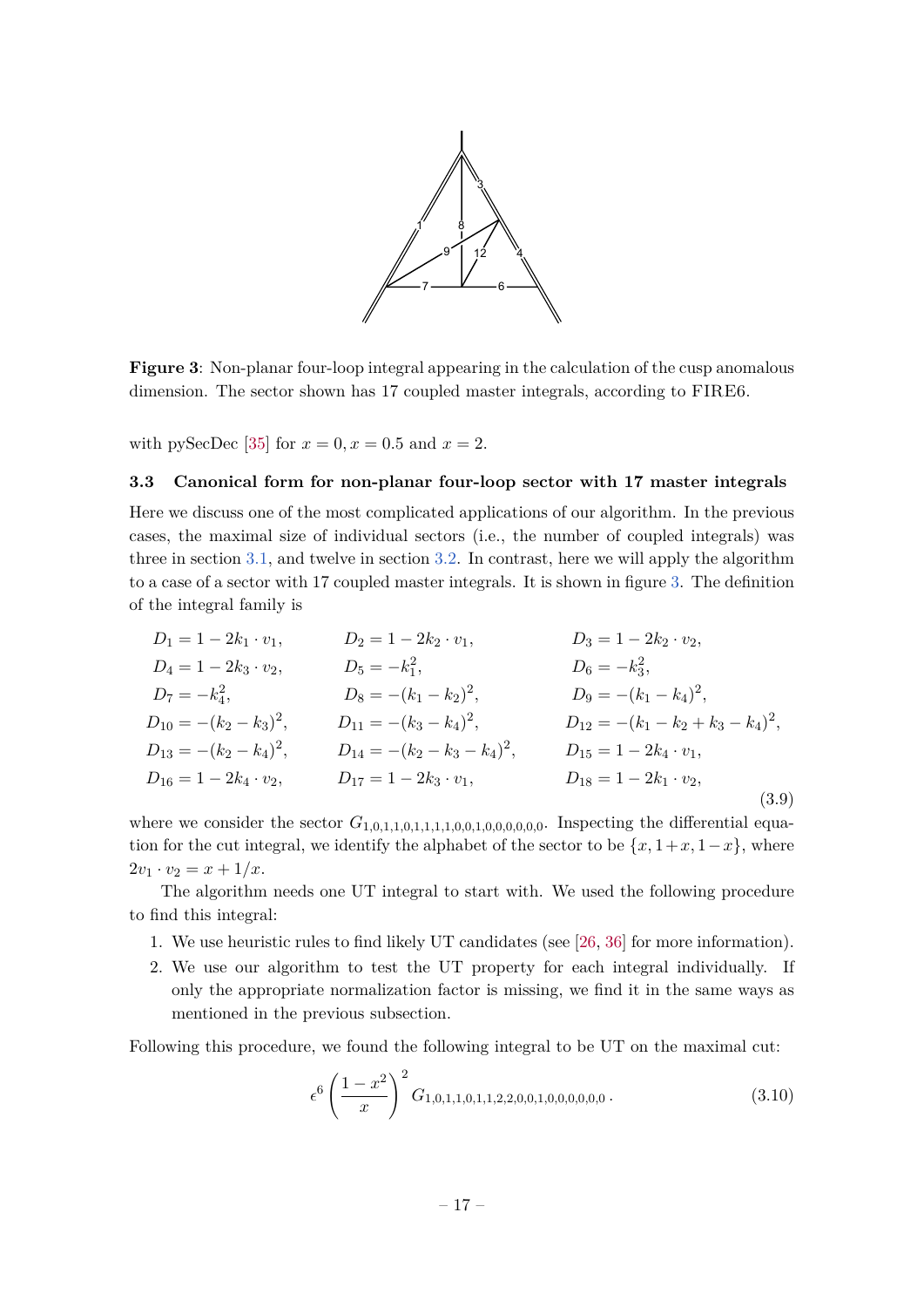**Figure 3**: Non-planar four-loop integral appearing in the calculation of the cusp anomalous dimension. The sector shown has 17 coupled master integrals, according to FIRE6.

with pySecDec [35] for $x = 0, x = 0.5$ and $x = 2$.

### 3.3 Canonical form for non-planar four-loop sector with 17 master integrals

Here we discuss one of the most complicated applications of our algorithm. In the previous cases, the maximal size of individual sectors (i.e., the number of coupled integrals) was three in section 3.1, and twelve in section 3.2. In contrast, here we will apply the algorithm to a case of a sector with 17 coupled master integrals. It is shown in figure 3. The definition of the integral family is

$$
\begin{aligned}
&D_1 = 1 - 2k_1 \cdot v_1, && D_2 = 1 - 2k_2 \cdot v_1, && D_3 = 1 - 2k_2 \cdot v_2, \\
&D_4 = 1 - 2k_3 \cdot v_2, && D_5 = -k_1^2, && D_6 = -k_3^2, \\
&D_7 = -k_4^2, && D_8 = -(k_1 - k_2)^2, && D_9 = -(k_1 - k_4)^2, \\
&D_{10} = -(k_2 - k_3)^2, && D_{11} = -(k_3 - k_4)^2, && D_{12} = -(k_1 - k_2 + k_3 - k_4)^2, \\
&D_{13} = -(k_2 - k_4)^2, && D_{14} = -(k_2 - k_3 - k_4)^2, && D_{15} = 1 - 2k_4 \cdot v_1, \\
&D_{16} = 1 - 2k_4 \cdot v_2, && D_{17} = 1 - 2k_3 \cdot v_1, && D_{18} = 1 - 2k_1 \cdot v_2,
\end{aligned}
\tag{3.9}
$$

where we consider the sector $G_{1,0,1,1,0,1,1,1,1,0,0,1,0,0,0,0,0,0}$. Inspecting the differential equation for the cut integral, we identify the alphabet of the sector to be $\{x, 1+x, 1-x\}$, where $2v_1 \cdot v_2 = x + 1/x$.

The algorithm needs one UT integral to start with. We used the following procedure to find this integral:

1. We use heuristic rules to find likely UT candidates (see [26, 36] for more information).
2. We use our algorithm to test the UT property for each integral individually. If only the appropriate normalization factor is missing, we find it in the same ways as mentioned in the previous subsection.

Following this procedure, we found the following integral to be UT on the maximal cut:

$$
\epsilon^6 \left( \frac{1 - x^2}{x} \right)^2 G_{1,0,1,1,0,1,1,2,2,0,0,1,0,0,0,0,0,0} \, . \tag{3.10}
$$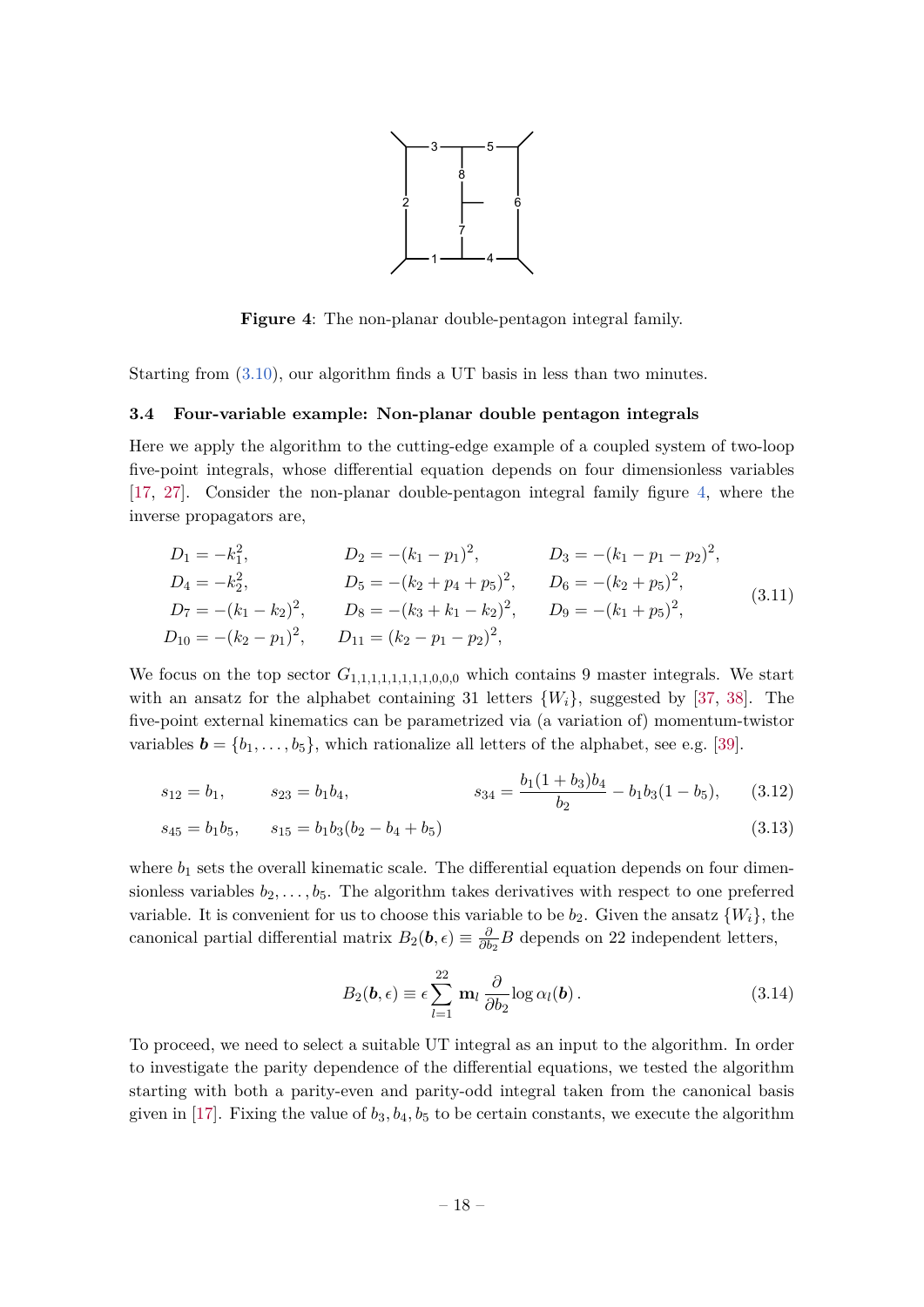**Figure 4**: The non-planar double-pentagon integral family.

Starting from (3.10), our algorithm finds a UT basis in less than two minutes.

### 3.4 Four-variable example: Non-planar double pentagon integrals

Here we apply the algorithm to the cutting-edge example of a coupled system of two-loop five-point integrals, whose differential equation depends on four dimensionless variables [17, 27]. Consider the non-planar double-pentagon integral family figure 4, where the inverse propagators are,

$$
\begin{aligned}
&D_1 = -k_1^2, && D_2 = -(k_1 - p_1)^2, && D_3 = -(k_1 - p_1 - p_2)^2,\\
&D_4 = -k_2^2, && D_5 = -(k_2 + p_4 + p_5)^2, && D_6 = -(k_2 + p_5)^2,\\
&D_7 = -(k_1 - k_2)^2, && D_8 = -(k_3 + k_1 - k_2)^2, && D_9 = -(k_1 + p_5)^2,\\
&D_{10} = -(k_2 - p_1)^2, && D_{11} = (k_2 - p_1 - p_2)^2, &&
\end{aligned}
\tag{3.11}
$$

We focus on the top sector $G_{1,1,1,1,1,1,1,1,0,0,0}$ which contains 9 master integrals. We start with an ansatz for the alphabet containing 31 letters $\{W_i\}$, suggested by [37, 38]. The five-point external kinematics can be parametrized via (a variation of) momentum-twistor variables $\boldsymbol{b} = \{b_1, \ldots, b_5\}$, which rationalize all letters of the alphabet, see e.g. [39].

$$
s_{12} = b_1, \qquad s_{23} = b_1 b_4, \qquad s_{34} = \frac{b_1(1+b_3)b_4}{b_2} - b_1 b_3(1-b_5), \tag{3.12}
$$

$$
s_{45} = b_1 b_5, \qquad s_{15} = b_1 b_3(b_2 - b_4 + b_5) \tag{3.13}
$$

where $b_1$ sets the overall kinematic scale. The differential equation depends on four dimensionless variables $b_2, \ldots, b_5$. The algorithm takes derivatives with respect to one preferred variable. It is convenient for us to choose this variable to be $b_2$. Given the ansatz $\{W_i\}$, the canonical partial differential matrix $B_2(\boldsymbol{b}, \epsilon) \equiv \frac{\partial}{\partial b_2} B$ depends on 22 independent letters,

$$
B_2(\boldsymbol{b}, \epsilon) \equiv \epsilon \sum_{l=1}^{22} \mathbf{m}_l \frac{\partial}{\partial b_2} \log \alpha_l(\boldsymbol{b}). \tag{3.14}
$$

To proceed, we need to select a suitable UT integral as an input to the algorithm. In order to investigate the parity dependence of the differential equations, we tested the algorithm starting with both a parity-even and parity-odd integral taken from the canonical basis given in [17]. Fixing the value of $b_3, b_4, b_5$ to be certain constants, we execute the algorithm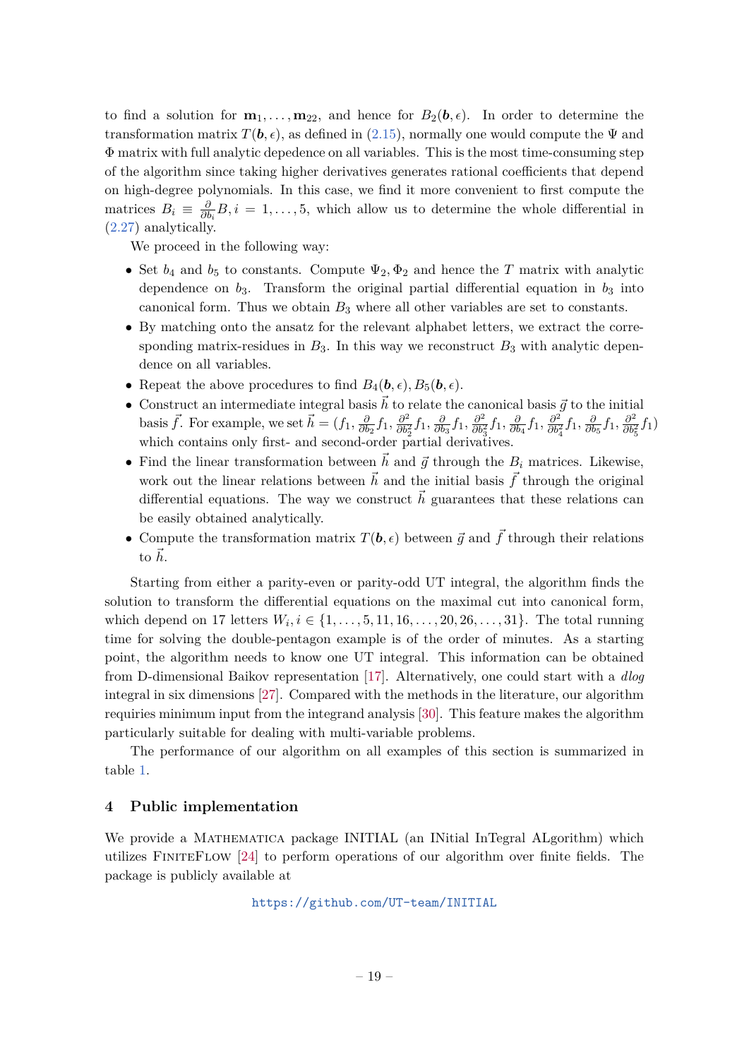to find a solution for $\mathbf{m}_1, \ldots, \mathbf{m}_{22}$, and hence for $B_2(\boldsymbol{b}, \epsilon)$. In order to determine the transformation matrix $T(\boldsymbol{b}, \epsilon)$, as defined in (2.15), normally one would compute the $\Psi$ and $\Phi$ matrix with full analytic depedence on all variables. This is the most time-consuming step of the algorithm since taking higher derivatives generates rational coefficients that depend on high-degree polynomials. In this case, we find it more convenient to first compute the matrices $B_i \equiv \frac{\partial}{\partial b_i} B, i = 1, \ldots, 5$, which allow us to determine the whole differential in (2.27) analytically.

We proceed in the following way:

- Set $b_4$ and $b_5$ to constants. Compute $\Psi_2, \Phi_2$ and hence the $T$ matrix with analytic dependence on $b_3$. Transform the original partial differential equation in $b_3$ into canonical form. Thus we obtain $B_3$ where all other variables are set to constants.
- By matching onto the ansatz for the relevant alphabet letters, we extract the corresponding matrix-residues in $B_3$. In this way we reconstruct $B_3$ with analytic dependence on all variables.
- Repeat the above procedures to find $B_4(\boldsymbol{b}, \epsilon), B_5(\boldsymbol{b}, \epsilon)$.
- Construct an intermediate integral basis $\vec{h}$ to relate the canonical basis $\vec{g}$ to the initial basis $\vec{f}$. For example, we set $\vec{h} = (f_1, \frac{\partial}{\partial b_2} f_1, \frac{\partial^2}{\partial b_2^2} f_1, \frac{\partial}{\partial b_3} f_1, \frac{\partial^2}{\partial b_3^2} f_1, \frac{\partial}{\partial b_4} f_1, \frac{\partial^2}{\partial b_4^2} f_1, \frac{\partial}{\partial b_5} f_1, \frac{\partial^2}{\partial b_5^2} f_1)$ which contains only first- and second-order partial derivatives.
- Find the linear transformation between $\vec{h}$ and $\vec{g}$ through the $B_i$ matrices. Likewise, work out the linear relations between $\vec{h}$ and the initial basis $\vec{f}$ through the original differential equations. The way we construct $\vec{h}$ guarantees that these relations can be easily obtained analytically.
- Compute the transformation matrix $T(\boldsymbol{b}, \epsilon)$ between $\vec{g}$ and $\vec{f}$ through their relations to $\vec{h}$.

Starting from either a parity-even or parity-odd UT integral, the algorithm finds the solution to transform the differential equations on the maximal cut into canonical form, which depend on 17 letters $W_i, i \in \{1, \ldots, 5, 11, 16, \ldots, 20, 26, \ldots, 31\}$. The total running time for solving the double-pentagon example is of the order of minutes. As a starting point, the algorithm needs to know one UT integral. This information can be obtained from D-dimensional Baikov representation [17]. Alternatively, one could start with a *dlog* integral in six dimensions [27]. Compared with the methods in the literature, our algorithm requires minimum input from the integrand analysis [30]. This feature makes the algorithm particularly suitable for dealing with multi-variable problems.

The performance of our algorithm on all examples of this section is summarized in table 1.

## 4 Public implementation

We provide a Mathematica package INITIAL (an INitial InTegral ALgorithm) which utilizes FiniteFlow [24] to perform operations of our algorithm over finite fields. The package is publicly available at

https://github.com/UT-team/INITIAL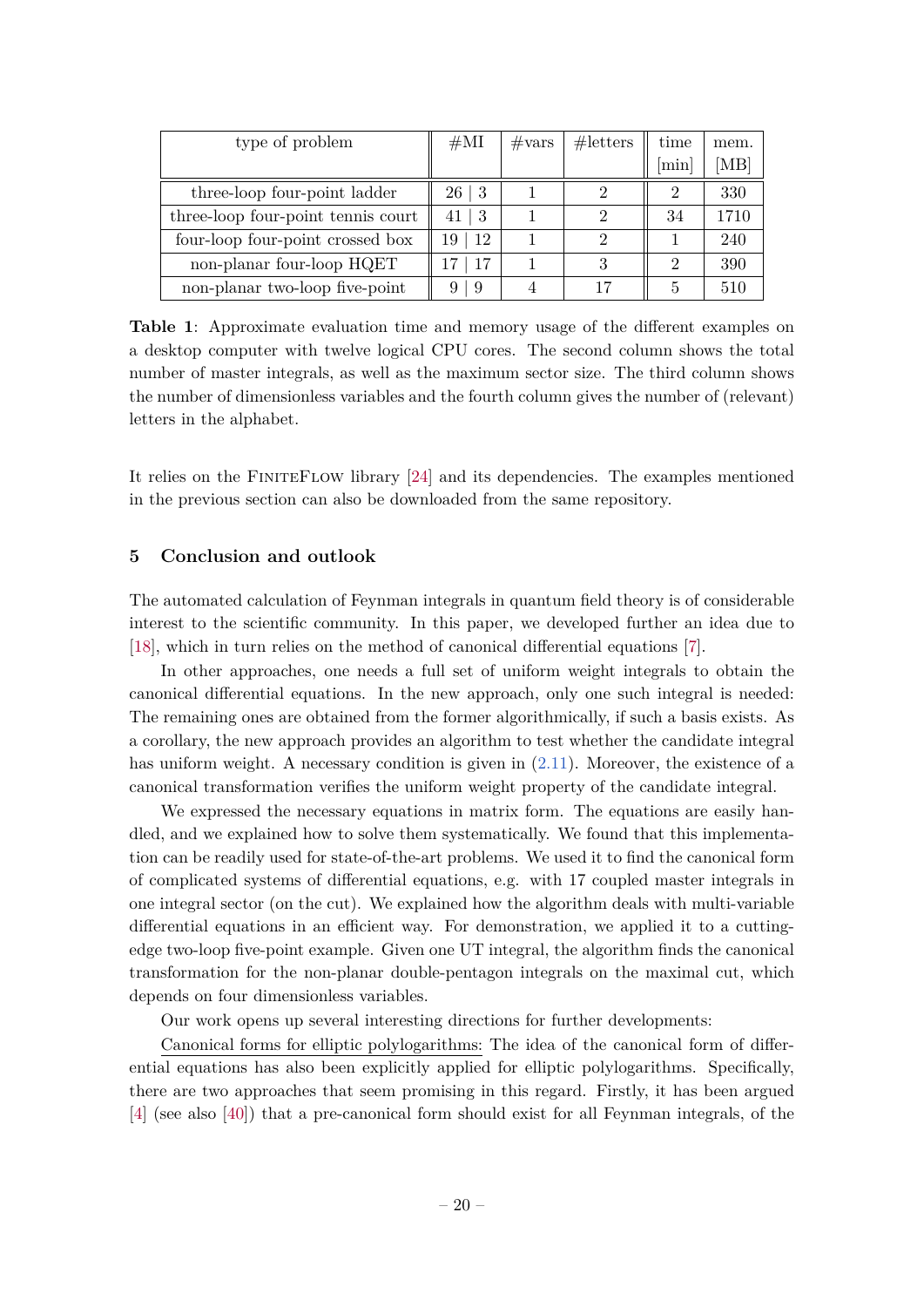| type of problem | #MI | #vars | #letters | time [min] | mem. [MB] |
|---|---|---|---|---|---|
| three-loop four-point ladder | 26 \| 3 | 1 | 2 | 2 | 330 |
| three-loop four-point tennis court | 41 \| 3 | 1 | 2 | 34 | 1710 |
| four-loop four-point crossed box | 19 \| 12 | 1 | 2 | 1 | 240 |
| non-planar four-loop HQET | 17 \| 17 | 1 | 3 | 2 | 390 |
| non-planar two-loop five-point | 9 \| 9 | 4 | 17 | 5 | 510 |

**Table 1**: Approximate evaluation time and memory usage of the different examples on a desktop computer with twelve logical CPU cores. The second column shows the total number of master integrals, as well as the maximum sector size. The third column shows the number of dimensionless variables and the fourth column gives the number of (relevant) letters in the alphabet.

It relies on the FiniteFlow library [24] and its dependencies. The examples mentioned in the previous section can also be downloaded from the same repository.

## 5 Conclusion and outlook

The automated calculation of Feynman integrals in quantum field theory is of considerable interest to the scientific community. In this paper, we developed further an idea due to [18], which in turn relies on the method of canonical differential equations [7].

In other approaches, one needs a full set of uniform weight integrals to obtain the canonical differential equations. In the new approach, only one such integral is needed: The remaining ones are obtained from the former algorithmically, if such a basis exists. As a corollary, the new approach provides an algorithm to test whether the candidate integral has uniform weight. A necessary condition is given in (2.11). Moreover, the existence of a canonical transformation verifies the uniform weight property of the candidate integral.

We expressed the necessary equations in matrix form. The equations are easily handled, and we explained how to solve them systematically. We found that this implementation can be readily used for state-of-the-art problems. We used it to find the canonical form of complicated systems of differential equations, e.g. with 17 coupled master integrals in one integral sector (on the cut). We explained how the algorithm deals with multi-variable differential equations in an efficient way. For demonstration, we applied it to a cutting-edge two-loop five-point example. Given one UT integral, the algorithm finds the canonical transformation for the non-planar double-pentagon integrals on the maximal cut, which depends on four dimensionless variables.

Our work opens up several interesting directions for further developments:

Canonical forms for elliptic polylogarithms: The idea of the canonical form of differential equations has also been explicitly applied for elliptic polylogarithms. Specifically, there are two approaches that seem promising in this regard. Firstly, it has been argued [4] (see also [40]) that a pre-canonical form should exist for all Feynman integrals, of the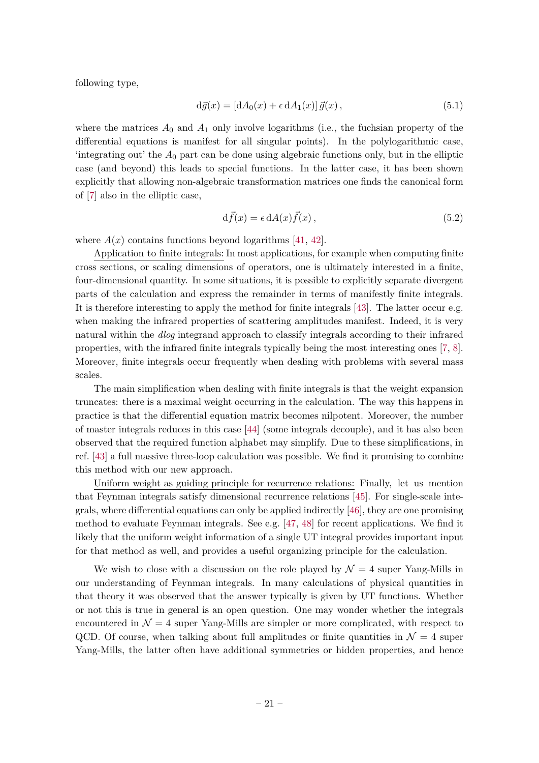following type,

$$\mathrm{d}\vec{g}(x) = [\mathrm{d}A_0(x) + \epsilon\, \mathrm{d}A_1(x)]\, \vec{g}(x)\,, \tag{5.1}$$

where the matrices $A_0$ and $A_1$ only involve logarithms (i.e., the fuchsian property of the differential equations is manifest for all singular points). In the polylogarithmic case, 'integrating out' the $A_0$ part can be done using algebraic functions only, but in the elliptic case (and beyond) this leads to special functions. In the latter case, it has been shown explicitly that allowing non-algebraic transformation matrices one finds the canonical form of [7] also in the elliptic case,

$$\mathrm{d}\vec{f}(x) = \epsilon\, \mathrm{d}A(x)\vec{f}(x)\,, \tag{5.2}$$

where $A(x)$ contains functions beyond logarithms [41, 42].

Application to finite integrals: In most applications, for example when computing finite cross sections, or scaling dimensions of operators, one is ultimately interested in a finite, four-dimensional quantity. In some situations, it is possible to explicitly separate divergent parts of the calculation and express the remainder in terms of manifestly finite integrals. It is therefore interesting to apply the method for finite integrals [43]. The latter occur e.g. when making the infrared properties of scattering amplitudes manifest. Indeed, it is very natural within the *dlog* integrand approach to classify integrals according to their infrared properties, with the infrared finite integrals typically being the most interesting ones [7, 8]. Moreover, finite integrals occur frequently when dealing with problems with several mass scales.

The main simplification when dealing with finite integrals is that the weight expansion truncates: there is a maximal weight occurring in the calculation. The way this happens in practice is that the differential equation matrix becomes nilpotent. Moreover, the number of master integrals reduces in this case [44] (some integrals decouple), and it has also been observed that the required function alphabet may simplify. Due to these simplifications, in ref. [43] a full massive three-loop calculation was possible. We find it promising to combine this method with our new approach.

Uniform weight as guiding principle for recurrence relations: Finally, let us mention that Feynman integrals satisfy dimensional recurrence relations [45]. For single-scale integrals, where differential equations can only be applied indirectly [46], they are one promising method to evaluate Feynman integrals. See e.g. [47, 48] for recent applications. We find it likely that the uniform weight information of a single UT integral provides important input for that method as well, and provides a useful organizing principle for the calculation.

We wish to close with a discussion on the role played by $\mathcal{N} = 4$ super Yang-Mills in our understanding of Feynman integrals. In many calculations of physical quantities in that theory it was observed that the answer typically is given by UT functions. Whether or not this is true in general is an open question. One may wonder whether the integrals encountered in $\mathcal{N} = 4$ super Yang-Mills are simpler or more complicated, with respect to QCD. Of course, when talking about full amplitudes or finite quantities in $\mathcal{N} = 4$ super Yang-Mills, the latter often have additional symmetries or hidden properties, and hence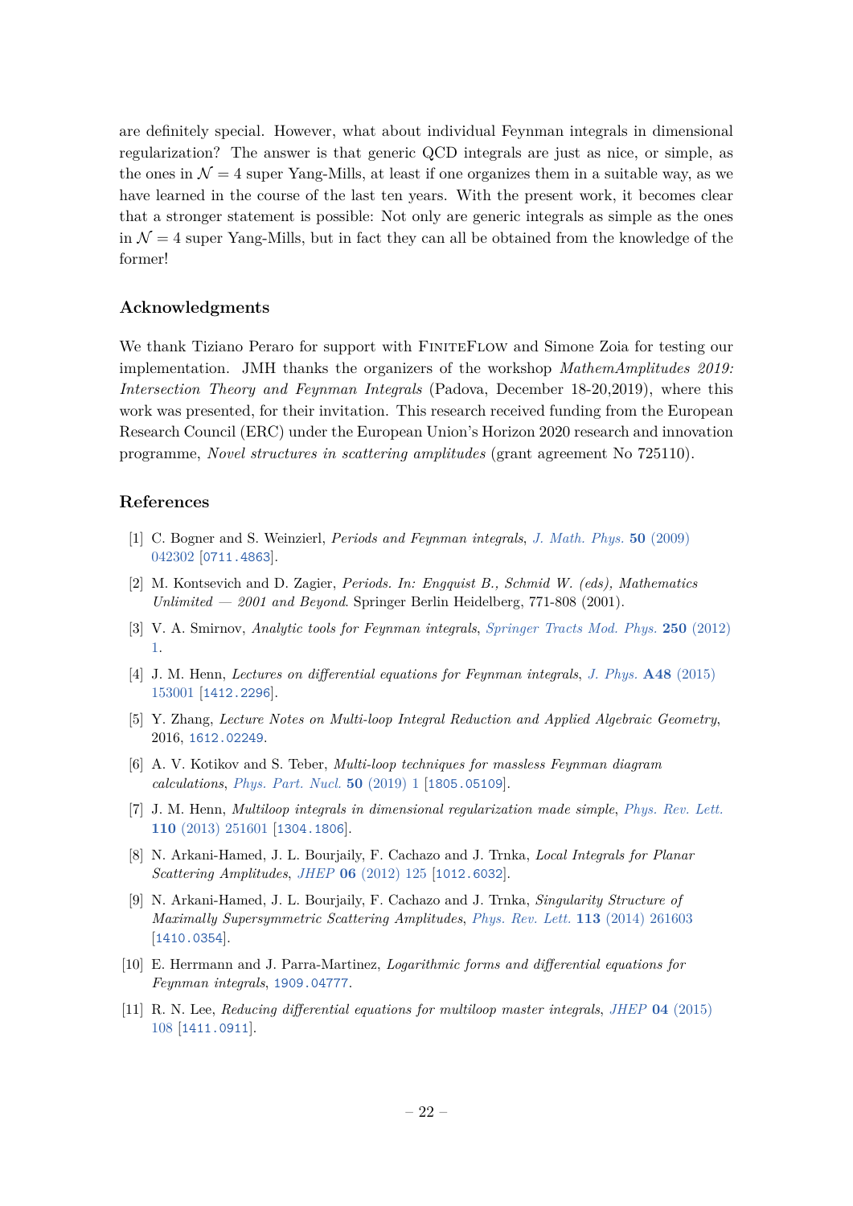are definitely special. However, what about individual Feynman integrals in dimensional regularization? The answer is that generic QCD integrals are just as nice, or simple, as the ones in $\mathcal{N} = 4$ super Yang-Mills, at least if one organizes them in a suitable way, as we have learned in the course of the last ten years. With the present work, it becomes clear that a stronger statement is possible: Not only are generic integrals as simple as the ones in $\mathcal{N} = 4$ super Yang-Mills, but in fact they can all be obtained from the knowledge of the former!

## Acknowledgments

We thank Tiziano Peraro for support with FiniteFlow and Simone Zoia for testing our implementation. JMH thanks the organizers of the workshop *MathemAmplitudes 2019: Intersection Theory and Feynman Integrals* (Padova, December 18-20,2019), where this work was presented, for their invitation. This research received funding from the European Research Council (ERC) under the European Union's Horizon 2020 research and innovation programme, *Novel structures in scattering amplitudes* (grant agreement No 725110).

## References

[1] C. Bogner and S. Weinzierl, *Periods and Feynman integrals*, *J. Math. Phys.* **50** (2009) 042302 [0711.4863].

[2] M. Kontsevich and D. Zagier, *Periods. In: Engquist B., Schmid W. (eds), Mathematics Unlimited — 2001 and Beyond*. Springer Berlin Heidelberg, 771-808 (2001).

[3] V. A. Smirnov, *Analytic tools for Feynman integrals*, *Springer Tracts Mod. Phys.* **250** (2012) 1.

[4] J. M. Henn, *Lectures on differential equations for Feynman integrals*, *J. Phys.* **A48** (2015) 153001 [1412.2296].

[5] Y. Zhang, *Lecture Notes on Multi-loop Integral Reduction and Applied Algebraic Geometry*, 2016, 1612.02249.

[6] A. V. Kotikov and S. Teber, *Multi-loop techniques for massless Feynman diagram calculations*, *Phys. Part. Nucl.* **50** (2019) 1 [1805.05109].

[7] J. M. Henn, *Multiloop integrals in dimensional regularization made simple*, *Phys. Rev. Lett.* **110** (2013) 251601 [1304.1806].

[8] N. Arkani-Hamed, J. L. Bourjaily, F. Cachazo and J. Trnka, *Local Integrals for Planar Scattering Amplitudes*, *JHEP* **06** (2012) 125 [1012.6032].

[9] N. Arkani-Hamed, J. L. Bourjaily, F. Cachazo and J. Trnka, *Singularity Structure of Maximally Supersymmetric Scattering Amplitudes*, *Phys. Rev. Lett.* **113** (2014) 261603 [1410.0354].

[10] E. Herrmann and J. Parra-Martinez, *Logarithmic forms and differential equations for Feynman integrals*, 1909.04777.

[11] R. N. Lee, *Reducing differential equations for multiloop master integrals*, *JHEP* **04** (2015) 108 [1411.0911].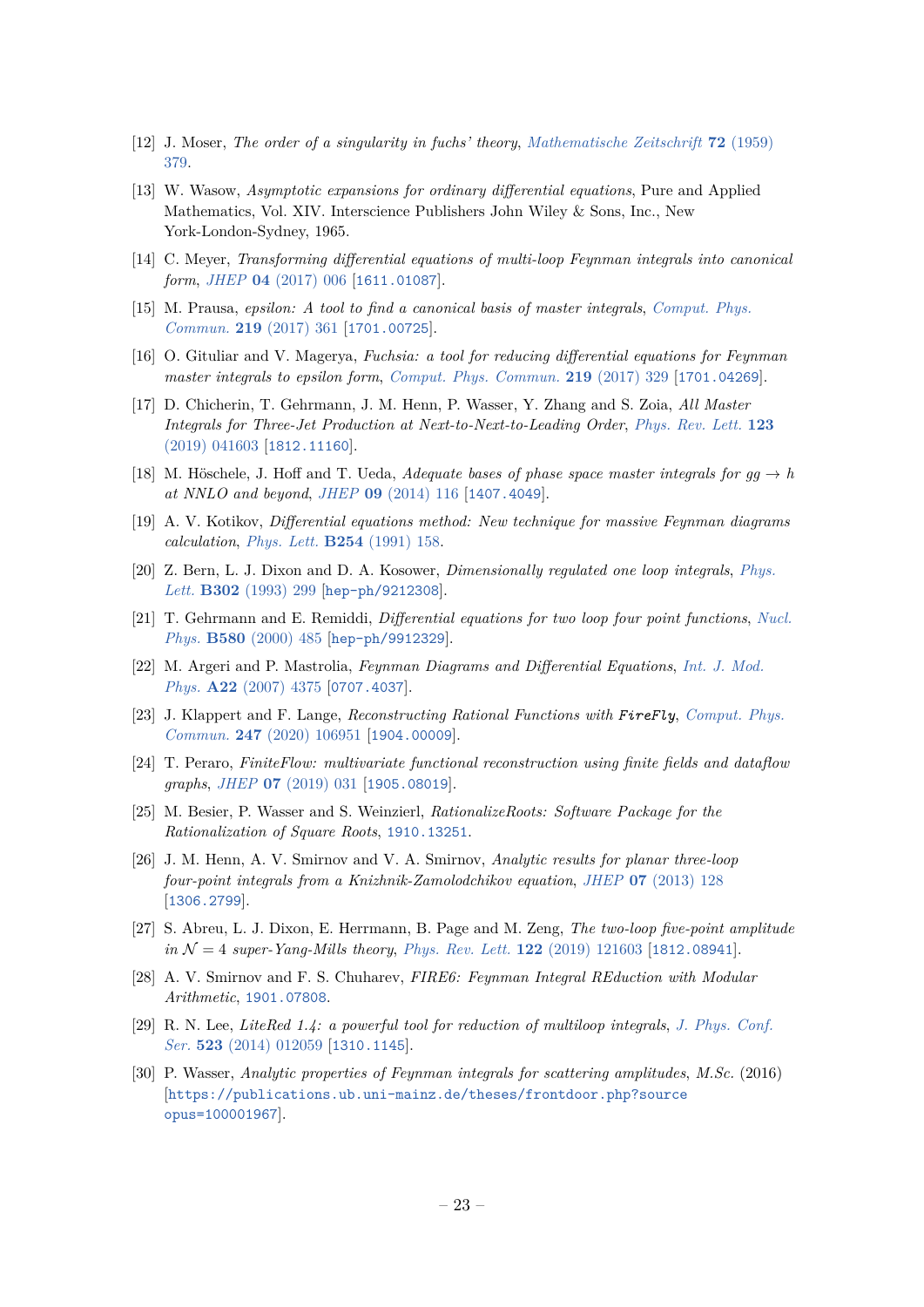[12] J. Moser, *The order of a singularity in fuchs' theory*, *Mathematische Zeitschrift* **72** (1959) 379.

[13] W. Wasow, *Asymptotic expansions for ordinary differential equations*, Pure and Applied Mathematics, Vol. XIV. Interscience Publishers John Wiley & Sons, Inc., New York-London-Sydney, 1965.

[14] C. Meyer, *Transforming differential equations of multi-loop Feynman integrals into canonical form*, *JHEP* **04** (2017) 006 [1611.01087].

[15] M. Prausa, *epsilon: A tool to find a canonical basis of master integrals*, *Comput. Phys. Commun.* **219** (2017) 361 [1701.00725].

[16] O. Gituliar and V. Magerya, *Fuchsia: a tool for reducing differential equations for Feynman master integrals to epsilon form*, *Comput. Phys. Commun.* **219** (2017) 329 [1701.04269].

[17] D. Chicherin, T. Gehrmann, J. M. Henn, P. Wasser, Y. Zhang and S. Zoia, *All Master Integrals for Three-Jet Production at Next-to-Next-to-Leading Order*, *Phys. Rev. Lett.* **123** (2019) 041603 [1812.11160].

[18] M. Höschele, J. Hoff and T. Ueda, *Adequate bases of phase space master integrals for $gg \to h$ at NNLO and beyond*, *JHEP* **09** (2014) 116 [1407.4049].

[19] A. V. Kotikov, *Differential equations method: New technique for massive Feynman diagrams calculation*, *Phys. Lett.* **B254** (1991) 158.

[20] Z. Bern, L. J. Dixon and D. A. Kosower, *Dimensionally regulated one loop integrals*, *Phys. Lett.* **B302** (1993) 299 [hep-ph/9212308].

[21] T. Gehrmann and E. Remiddi, *Differential equations for two loop four point functions*, *Nucl. Phys.* **B580** (2000) 485 [hep-ph/9912329].

[22] M. Argeri and P. Mastrolia, *Feynman Diagrams and Differential Equations*, *Int. J. Mod. Phys.* **A22** (2007) 4375 [0707.4037].

[23] J. Klappert and F. Lange, *Reconstructing Rational Functions with FireFly*, *Comput. Phys. Commun.* **247** (2020) 106951 [1904.00009].

[24] T. Peraro, *FiniteFlow: multivariate functional reconstruction using finite fields and dataflow graphs*, *JHEP* **07** (2019) 031 [1905.08019].

[25] M. Besier, P. Wasser and S. Weinzierl, *RationalizeRoots: Software Package for the Rationalization of Square Roots*, 1910.13251.

[26] J. M. Henn, A. V. Smirnov and V. A. Smirnov, *Analytic results for planar three-loop four-point integrals from a Knizhnik-Zamolodchikov equation*, *JHEP* **07** (2013) 128 [1306.2799].

[27] S. Abreu, L. J. Dixon, E. Herrmann, B. Page and M. Zeng, *The two-loop five-point amplitude in $\mathcal{N} = 4$ super-Yang-Mills theory*, *Phys. Rev. Lett.* **122** (2019) 121603 [1812.08941].

[28] A. V. Smirnov and F. S. Chuharev, *FIRE6: Feynman Integral REduction with Modular Arithmetic*, 1901.07808.

[29] R. N. Lee, *LiteRed 1.4: a powerful tool for reduction of multiloop integrals*, *J. Phys. Conf. Ser.* **523** (2014) 012059 [1310.1145].

[30] P. Wasser, *Analytic properties of Feynman integrals for scattering amplitudes*, M.Sc. (2016) [https://publications.ub.uni-mainz.de/theses/frontdoor.php?source opus=100001967].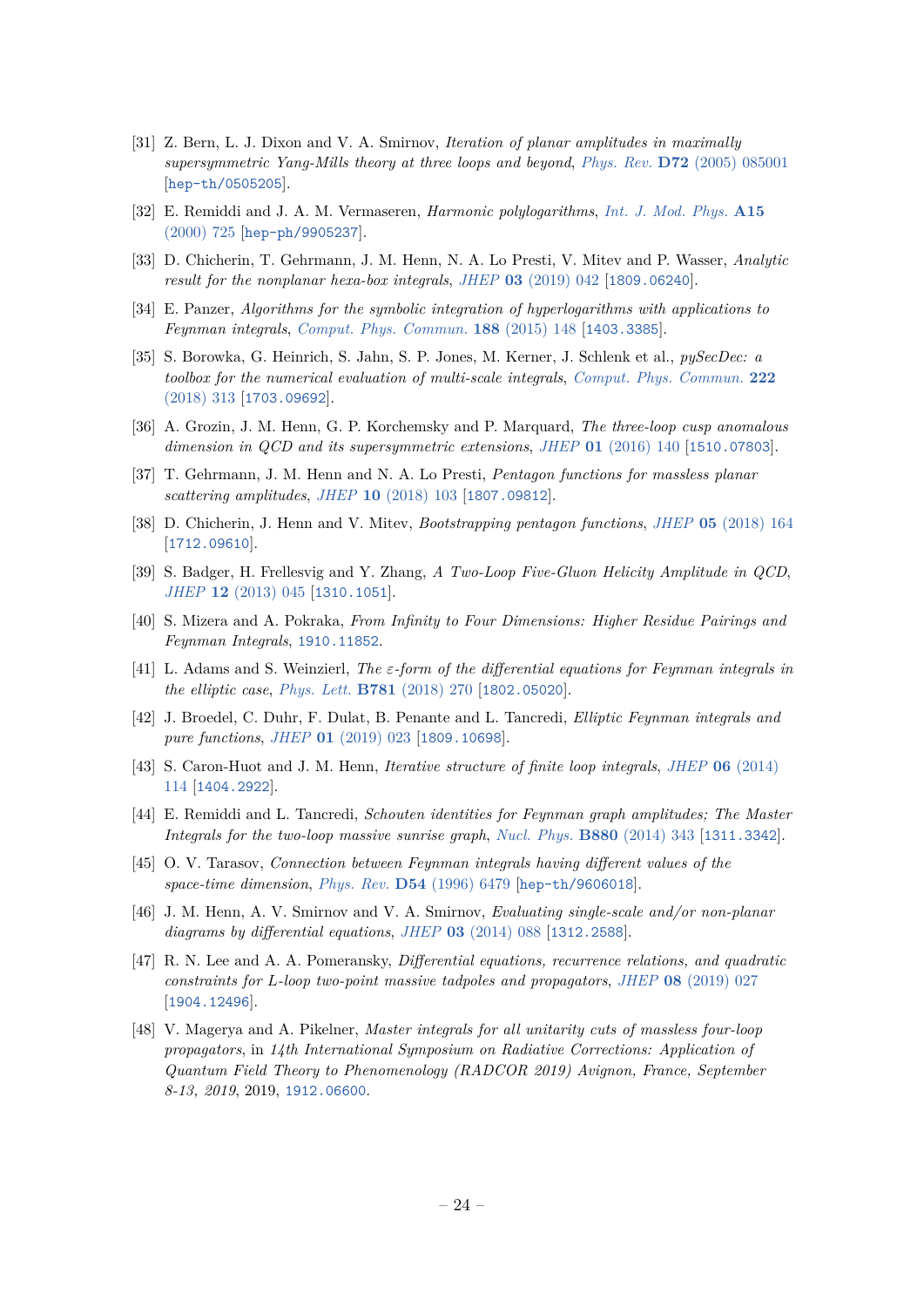[31] Z. Bern, L. J. Dixon and V. A. Smirnov, *Iteration of planar amplitudes in maximally supersymmetric Yang-Mills theory at three loops and beyond*, Phys. Rev. **D72** (2005) 085001 [hep-th/0505205].

[32] E. Remiddi and J. A. M. Vermaseren, *Harmonic polylogarithms*, Int. J. Mod. Phys. **A15** (2000) 725 [hep-ph/9905237].

[33] D. Chicherin, T. Gehrmann, J. M. Henn, N. A. Lo Presti, V. Mitev and P. Wasser, *Analytic result for the nonplanar hexa-box integrals*, JHEP **03** (2019) 042 [1809.06240].

[34] E. Panzer, *Algorithms for the symbolic integration of hyperlogarithms with applications to Feynman integrals*, Comput. Phys. Commun. **188** (2015) 148 [1403.3385].

[35] S. Borowka, G. Heinrich, S. Jahn, S. P. Jones, M. Kerner, J. Schlenk et al., *pySecDec: a toolbox for the numerical evaluation of multi-scale integrals*, Comput. Phys. Commun. **222** (2018) 313 [1703.09692].

[36] A. Grozin, J. M. Henn, G. P. Korchemsky and P. Marquard, *The three-loop cusp anomalous dimension in QCD and its supersymmetric extensions*, JHEP **01** (2016) 140 [1510.07803].

[37] T. Gehrmann, J. M. Henn and N. A. Lo Presti, *Pentagon functions for massless planar scattering amplitudes*, JHEP **10** (2018) 103 [1807.09812].

[38] D. Chicherin, J. Henn and V. Mitev, *Bootstrapping pentagon functions*, JHEP **05** (2018) 164 [1712.09610].

[39] S. Badger, H. Frellesvig and Y. Zhang, *A Two-Loop Five-Gluon Helicity Amplitude in QCD*, JHEP **12** (2013) 045 [1310.1051].

[40] S. Mizera and A. Pokraka, *From Infinity to Four Dimensions: Higher Residue Pairings and Feynman Integrals*, 1910.11852.

[41] L. Adams and S. Weinzierl, *The $\varepsilon$-form of the differential equations for Feynman integrals in the elliptic case*, Phys. Lett. **B781** (2018) 270 [1802.05020].

[42] J. Broedel, C. Duhr, F. Dulat, B. Penante and L. Tancredi, *Elliptic Feynman integrals and pure functions*, JHEP **01** (2019) 023 [1809.10698].

[43] S. Caron-Huot and J. M. Henn, *Iterative structure of finite loop integrals*, JHEP **06** (2014) 114 [1404.2922].

[44] E. Remiddi and L. Tancredi, *Schouten identities for Feynman graph amplitudes; The Master Integrals for the two-loop massive sunrise graph*, Nucl. Phys. **B880** (2014) 343 [1311.3342].

[45] O. V. Tarasov, *Connection between Feynman integrals having different values of the space-time dimension*, Phys. Rev. **D54** (1996) 6479 [hep-th/9606018].

[46] J. M. Henn, A. V. Smirnov and V. A. Smirnov, *Evaluating single-scale and/or non-planar diagrams by differential equations*, JHEP **03** (2014) 088 [1312.2588].

[47] R. N. Lee and A. A. Pomeransky, *Differential equations, recurrence relations, and quadratic constraints for L-loop two-point massive tadpoles and propagators*, JHEP **08** (2019) 027 [1904.12496].

[48] V. Magerya and A. Pikelner, *Master integrals for all unitarity cuts of massless four-loop propagators*, in *14th International Symposium on Radiative Corrections: Application of Quantum Field Theory to Phenomenology (RADCOR 2019) Avignon, France, September 8-13, 2019*, 2019, 1912.06600.